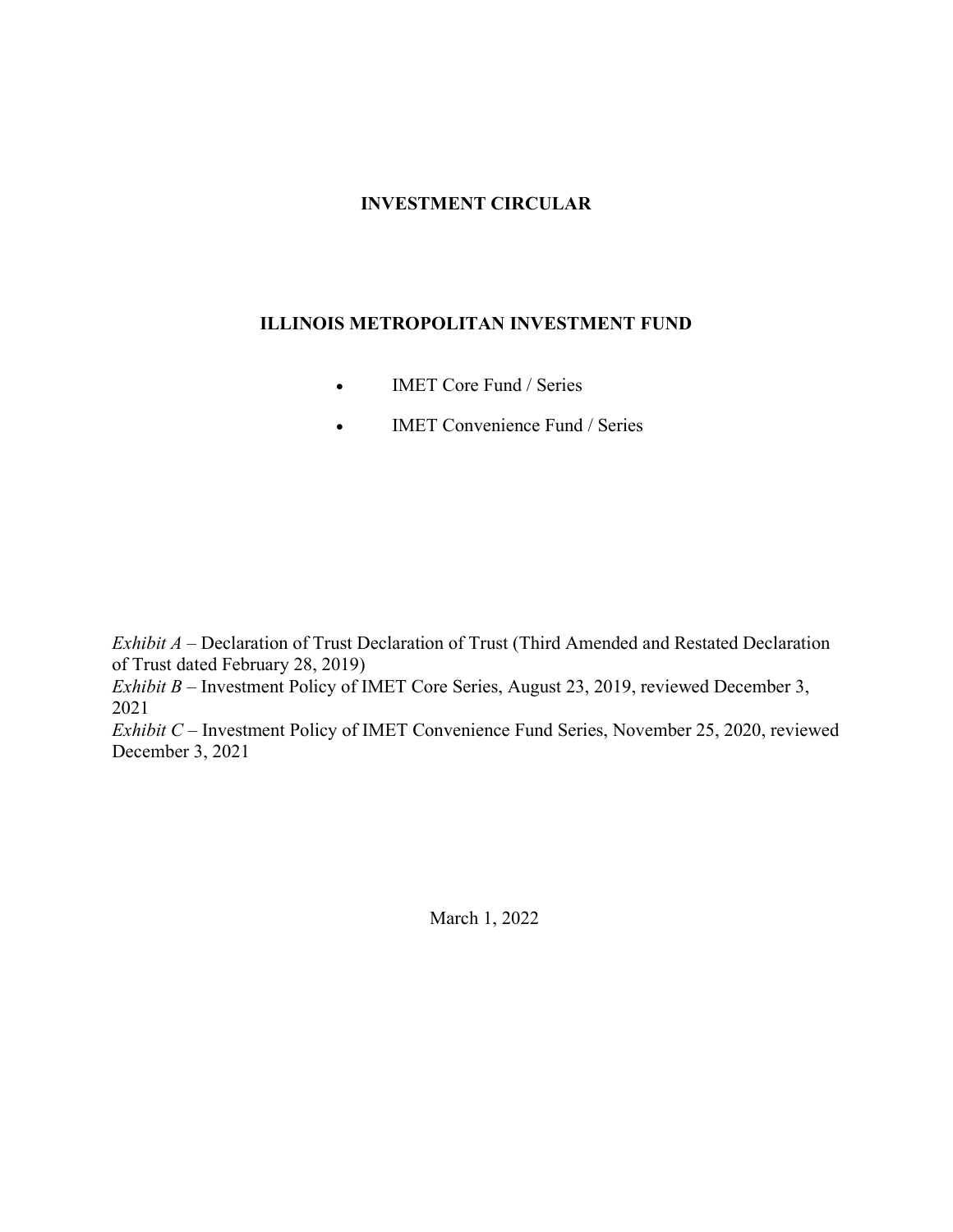# INVESTMENT CIRCULAR

## ILLINOIS METROPOLITAN INVESTMENT FUND

- IMET Core Fund / Series
- IMET Convenience Fund / Series

*Exhibit A* – Declaration of Trust Declaration of Trust (Third Amended and Restated Declaration of Trust dated February 28, 2019)
*Exhibit B* – Investment Policy of IMET Core Series, August 23, 2019, reviewed December 3, 2021
*Exhibit C* – Investment Policy of IMET Convenience Fund Series, November 25, 2020, reviewed December 3, 2021

March 1, 2022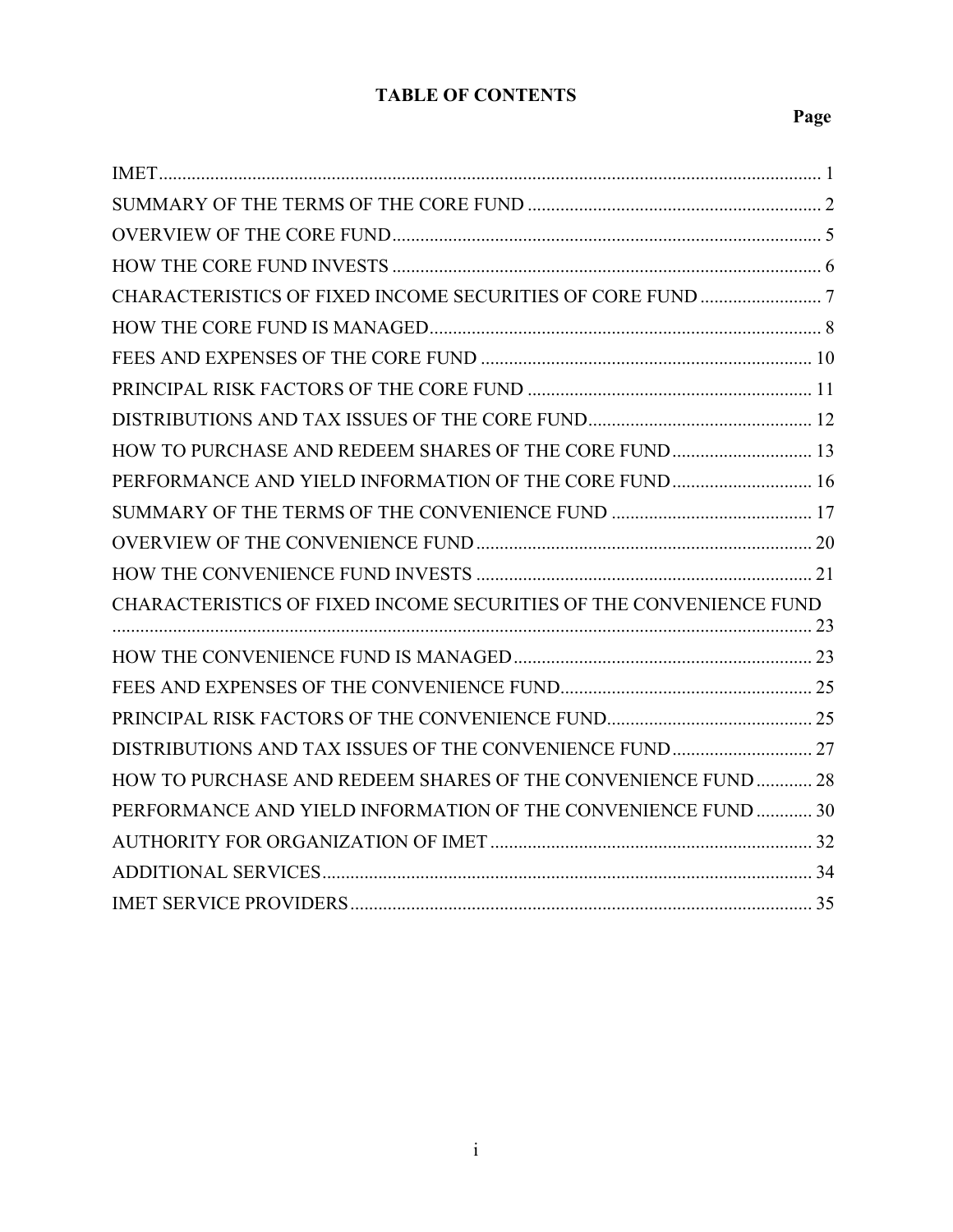# TABLE OF CONTENTS

| | Page |
|---|---|
| IMET | 1 |
| SUMMARY OF THE TERMS OF THE CORE FUND | 2 |
| OVERVIEW OF THE CORE FUND | 5 |
| HOW THE CORE FUND INVESTS | 6 |
| CHARACTERISTICS OF FIXED INCOME SECURITIES OF CORE FUND | 7 |
| HOW THE CORE FUND IS MANAGED | 8 |
| FEES AND EXPENSES OF THE CORE FUND | 10 |
| PRINCIPAL RISK FACTORS OF THE CORE FUND | 11 |
| DISTRIBUTIONS AND TAX ISSUES OF THE CORE FUND | 12 |
| HOW TO PURCHASE AND REDEEM SHARES OF THE CORE FUND | 13 |
| PERFORMANCE AND YIELD INFORMATION OF THE CORE FUND | 16 |
| SUMMARY OF THE TERMS OF THE CONVENIENCE FUND | 17 |
| OVERVIEW OF THE CONVENIENCE FUND | 20 |
| HOW THE CONVENIENCE FUND INVESTS | 21 |
| CHARACTERISTICS OF FIXED INCOME SECURITIES OF THE CONVENIENCE FUND | 23 |
| HOW THE CONVENIENCE FUND IS MANAGED | 23 |
| FEES AND EXPENSES OF THE CONVENIENCE FUND | 25 |
| PRINCIPAL RISK FACTORS OF THE CONVENIENCE FUND | 25 |
| DISTRIBUTIONS AND TAX ISSUES OF THE CONVENIENCE FUND | 27 |
| HOW TO PURCHASE AND REDEEM SHARES OF THE CONVENIENCE FUND | 28 |
| PERFORMANCE AND YIELD INFORMATION OF THE CONVENIENCE FUND | 30 |
| AUTHORITY FOR ORGANIZATION OF IMET | 32 |
| ADDITIONAL SERVICES | 34 |
| IMET SERVICE PROVIDERS | 35 |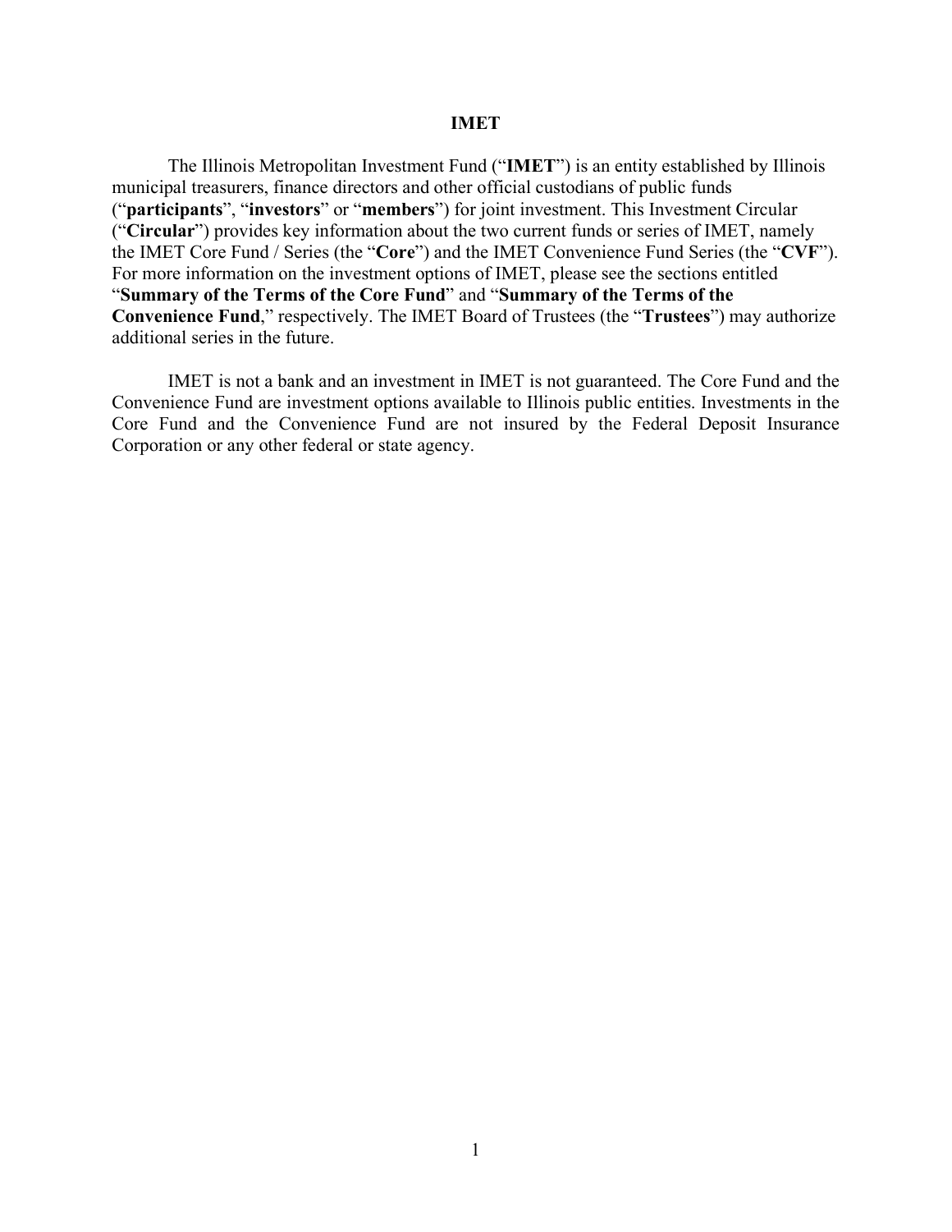# IMET

The Illinois Metropolitan Investment Fund ("**IMET**") is an entity established by Illinois municipal treasurers, finance directors and other official custodians of public funds ("**participants**", "**investors**" or "**members**") for joint investment. This Investment Circular ("**Circular**") provides key information about the two current funds or series of IMET, namely the IMET Core Fund / Series (the "**Core**") and the IMET Convenience Fund Series (the "**CVF**"). For more information on the investment options of IMET, please see the sections entitled "**Summary of the Terms of the Core Fund**" and "**Summary of the Terms of the Convenience Fund**," respectively. The IMET Board of Trustees (the "**Trustees**") may authorize additional series in the future.

IMET is not a bank and an investment in IMET is not guaranteed. The Core Fund and the Convenience Fund are investment options available to Illinois public entities. Investments in the Core Fund and the Convenience Fund are not insured by the Federal Deposit Insurance Corporation or any other federal or state agency.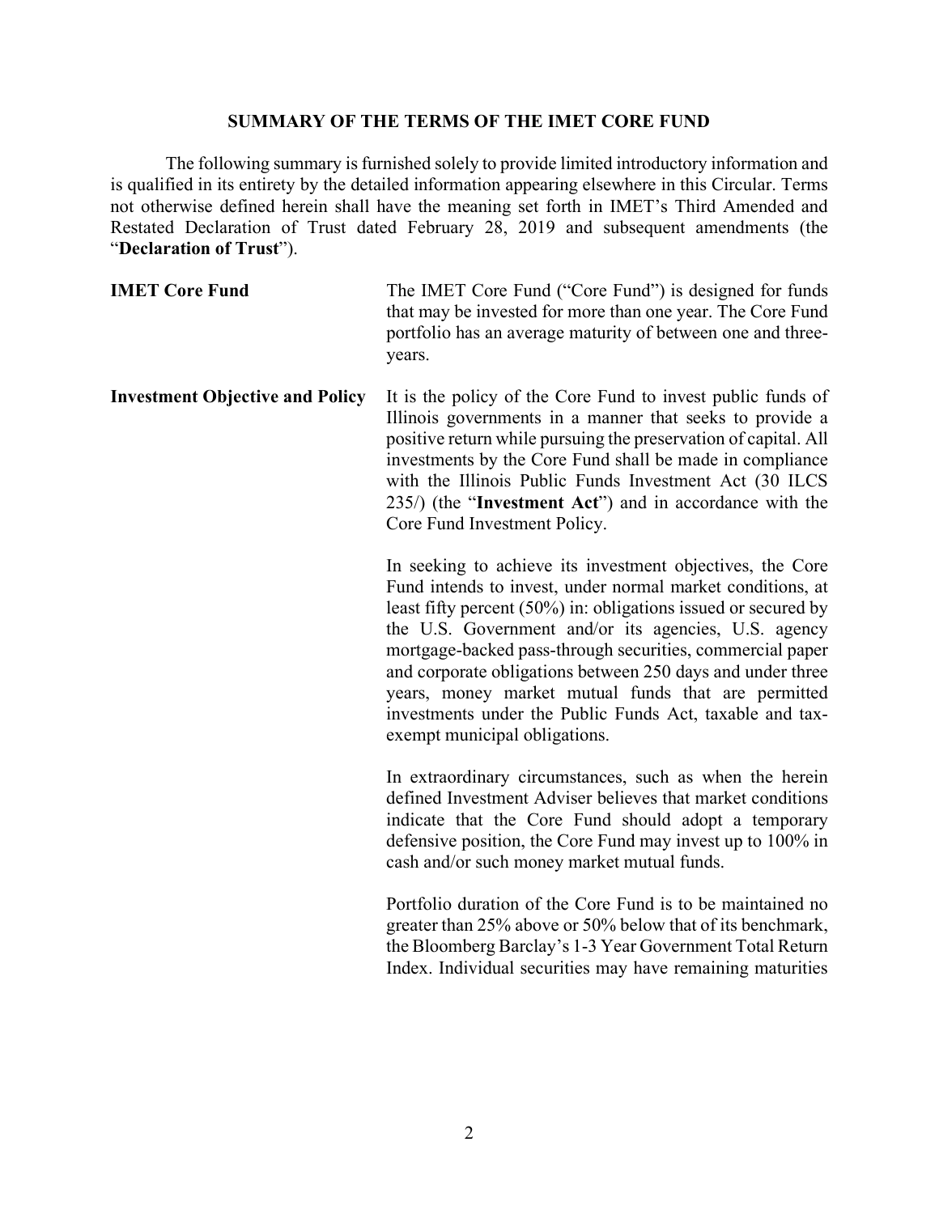## SUMMARY OF THE TERMS OF THE IMET CORE FUND

The following summary is furnished solely to provide limited introductory information and is qualified in its entirety by the detailed information appearing elsewhere in this Circular. Terms not otherwise defined herein shall have the meaning set forth in IMET's Third Amended and Restated Declaration of Trust dated February 28, 2019 and subsequent amendments (the "**Declaration of Trust**").

**IMET Core Fund**

The IMET Core Fund ("Core Fund") is designed for funds that may be invested for more than one year. The Core Fund portfolio has an average maturity of between one and three-years.

**Investment Objective and Policy**

It is the policy of the Core Fund to invest public funds of Illinois governments in a manner that seeks to provide a positive return while pursuing the preservation of capital. All investments by the Core Fund shall be made in compliance with the Illinois Public Funds Investment Act (30 ILCS 235/) (the "**Investment Act**") and in accordance with the Core Fund Investment Policy.

In seeking to achieve its investment objectives, the Core Fund intends to invest, under normal market conditions, at least fifty percent (50%) in: obligations issued or secured by the U.S. Government and/or its agencies, U.S. agency mortgage-backed pass-through securities, commercial paper and corporate obligations between 250 days and under three years, money market mutual funds that are permitted investments under the Public Funds Act, taxable and tax-exempt municipal obligations.

In extraordinary circumstances, such as when the herein defined Investment Adviser believes that market conditions indicate that the Core Fund should adopt a temporary defensive position, the Core Fund may invest up to 100% in cash and/or such money market mutual funds.

Portfolio duration of the Core Fund is to be maintained no greater than 25% above or 50% below that of its benchmark, the Bloomberg Barclay's 1-3 Year Government Total Return Index. Individual securities may have remaining maturities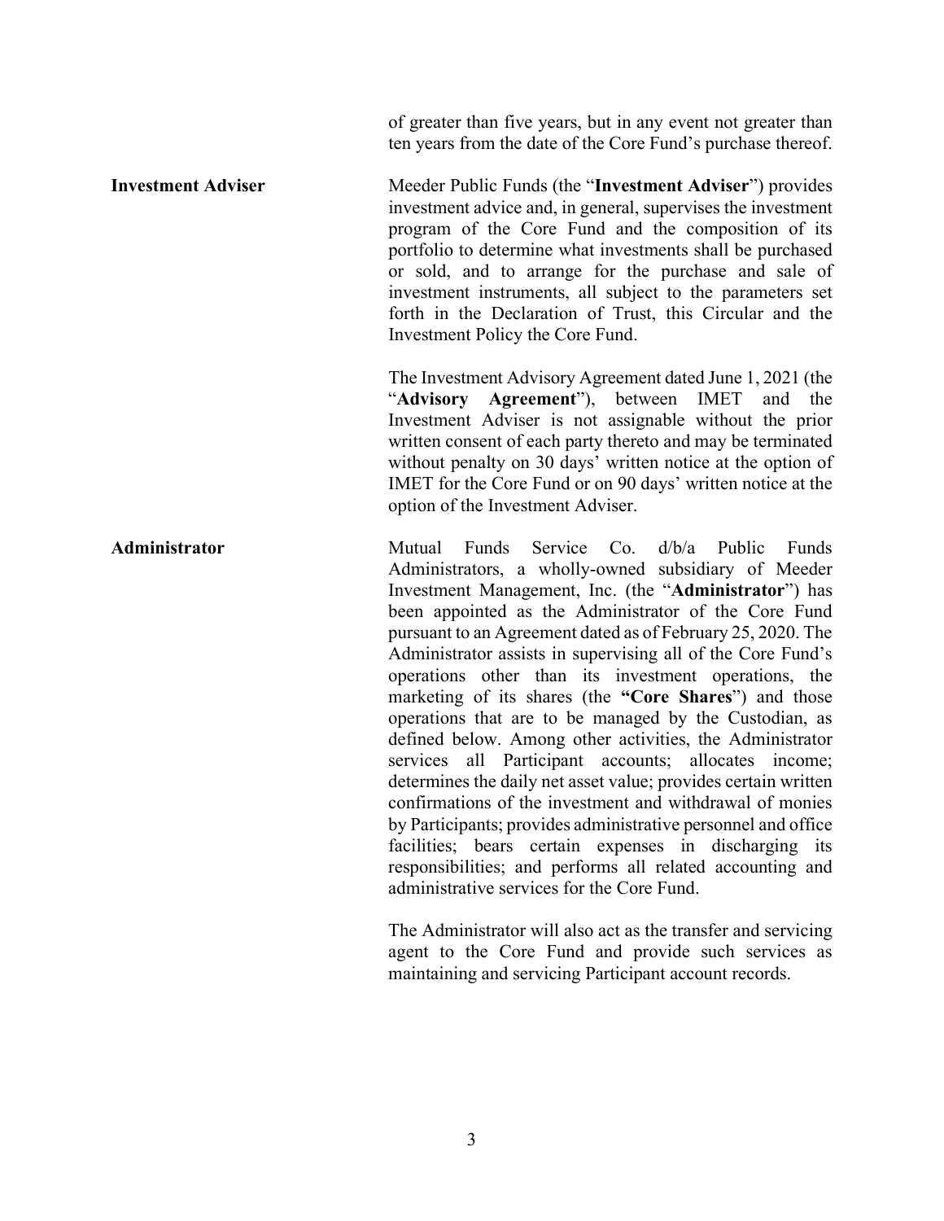of greater than five years, but in any event not greater than ten years from the date of the Core Fund's purchase thereof.

**Investment Adviser**

Meeder Public Funds (the "**Investment Adviser**") provides investment advice and, in general, supervises the investment program of the Core Fund and the composition of its portfolio to determine what investments shall be purchased or sold, and to arrange for the purchase and sale of investment instruments, all subject to the parameters set forth in the Declaration of Trust, this Circular and the Investment Policy the Core Fund.

The Investment Advisory Agreement dated June 1, 2021 (the "**Advisory Agreement**"), between IMET and the Investment Adviser is not assignable without the prior written consent of each party thereto and may be terminated without penalty on 30 days' written notice at the option of IMET for the Core Fund or on 90 days' written notice at the option of the Investment Adviser.

**Administrator**

Mutual Funds Service Co. d/b/a Public Funds Administrators, a wholly-owned subsidiary of Meeder Investment Management, Inc. (the "**Administrator**") has been appointed as the Administrator of the Core Fund pursuant to an Agreement dated as of February 25, 2020. The Administrator assists in supervising all of the Core Fund's operations other than its investment operations, the marketing of its shares (the **"Core Shares**") and those operations that are to be managed by the Custodian, as defined below. Among other activities, the Administrator services all Participant accounts; allocates income; determines the daily net asset value; provides certain written confirmations of the investment and withdrawal of monies by Participants; provides administrative personnel and office facilities; bears certain expenses in discharging its responsibilities; and performs all related accounting and administrative services for the Core Fund.

The Administrator will also act as the transfer and servicing agent to the Core Fund and provide such services as maintaining and servicing Participant account records.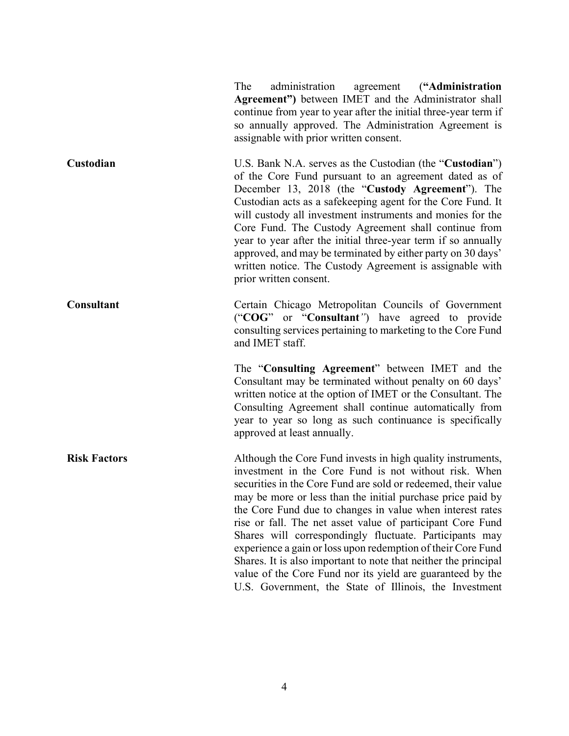The administration agreement (**"Administration Agreement")** between IMET and the Administrator shall continue from year to year after the initial three-year term if so annually approved. The Administration Agreement is assignable with prior written consent.

**Custodian**

U.S. Bank N.A. serves as the Custodian (the "**Custodian**") of the Core Fund pursuant to an agreement dated as of December 13, 2018 (the "**Custody Agreement**"). The Custodian acts as a safekeeping agent for the Core Fund. It will custody all investment instruments and monies for the Core Fund. The Custody Agreement shall continue from year to year after the initial three-year term if so annually approved, and may be terminated by either party on 30 days' written notice. The Custody Agreement is assignable with prior written consent.

**Consultant**

Certain Chicago Metropolitan Councils of Government ("**COG**" or "**Consultant**") have agreed to provide consulting services pertaining to marketing to the Core Fund and IMET staff.

The "**Consulting Agreement**" between IMET and the Consultant may be terminated without penalty on 60 days' written notice at the option of IMET or the Consultant. The Consulting Agreement shall continue automatically from year to year so long as such continuance is specifically approved at least annually.

**Risk Factors**

Although the Core Fund invests in high quality instruments, investment in the Core Fund is not without risk. When securities in the Core Fund are sold or redeemed, their value may be more or less than the initial purchase price paid by the Core Fund due to changes in value when interest rates rise or fall. The net asset value of participant Core Fund Shares will correspondingly fluctuate. Participants may experience a gain or loss upon redemption of their Core Fund Shares. It is also important to note that neither the principal value of the Core Fund nor its yield are guaranteed by the U.S. Government, the State of Illinois, the Investment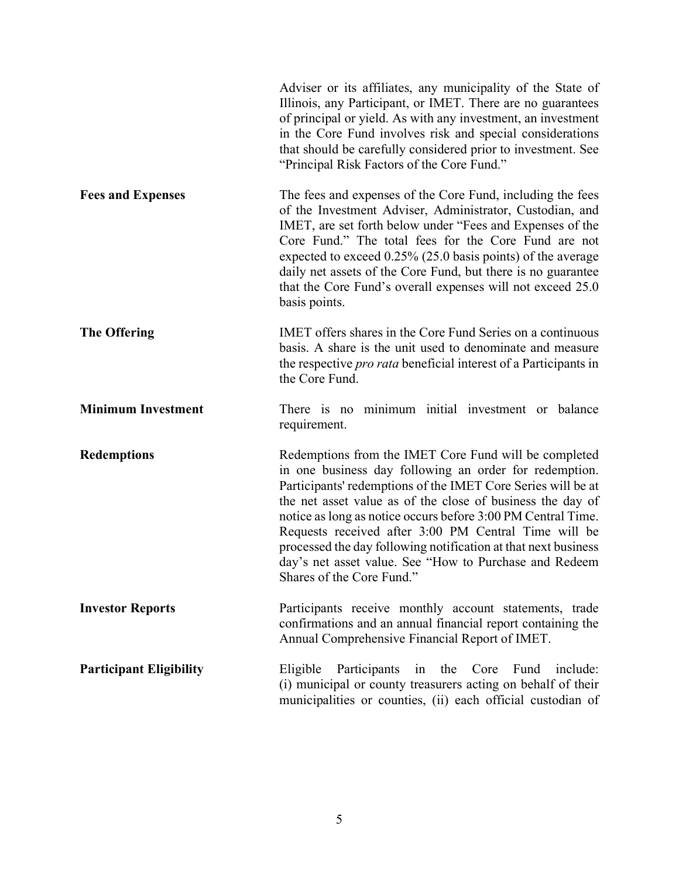Adviser or its affiliates, any municipality of the State of Illinois, any Participant, or IMET. There are no guarantees of principal or yield. As with any investment, an investment in the Core Fund involves risk and special considerations that should be carefully considered prior to investment. See "Principal Risk Factors of the Core Fund."

**Fees and Expenses**

The fees and expenses of the Core Fund, including the fees of the Investment Adviser, Administrator, Custodian, and IMET, are set forth below under "Fees and Expenses of the Core Fund." The total fees for the Core Fund are not expected to exceed 0.25% (25.0 basis points) of the average daily net assets of the Core Fund, but there is no guarantee that the Core Fund's overall expenses will not exceed 25.0 basis points.

**The Offering**

IMET offers shares in the Core Fund Series on a continuous basis. A share is the unit used to denominate and measure the respective *pro rata* beneficial interest of a Participants in the Core Fund.

**Minimum Investment**

There is no minimum initial investment or balance requirement.

**Redemptions**

Redemptions from the IMET Core Fund will be completed in one business day following an order for redemption. Participants' redemptions of the IMET Core Series will be at the net asset value as of the close of business the day of notice as long as notice occurs before 3:00 PM Central Time. Requests received after 3:00 PM Central Time will be processed the day following notification at that next business day's net asset value. See "How to Purchase and Redeem Shares of the Core Fund."

**Investor Reports**

Participants receive monthly account statements, trade confirmations and an annual financial report containing the Annual Comprehensive Financial Report of IMET.

**Participant Eligibility**

Eligible Participants in the Core Fund include: (i) municipal or county treasurers acting on behalf of their municipalities or counties, (ii) each official custodian of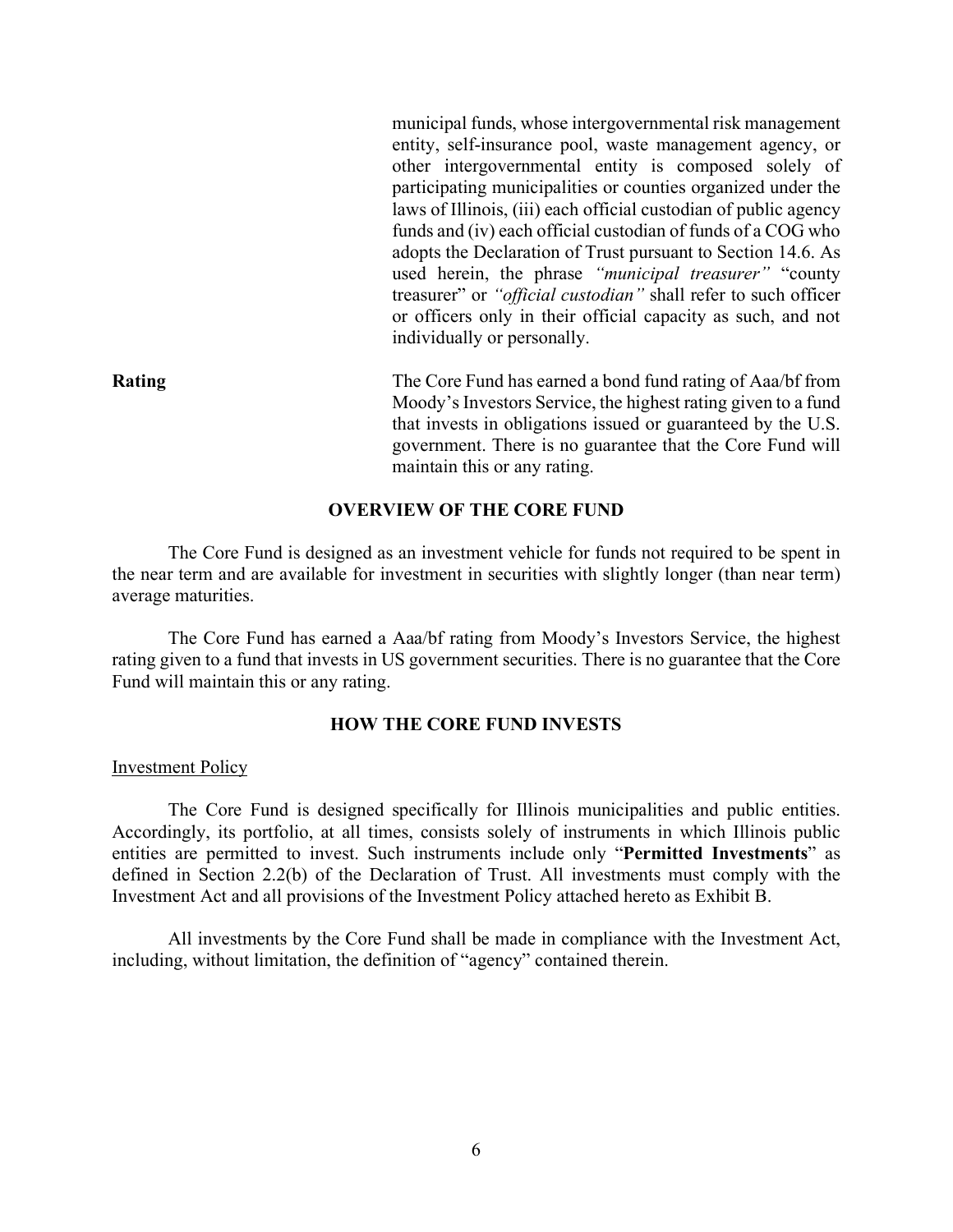municipal funds, whose intergovernmental risk management entity, self-insurance pool, waste management agency, or other intergovernmental entity is composed solely of participating municipalities or counties organized under the laws of Illinois, (iii) each official custodian of public agency funds and (iv) each official custodian of funds of a COG who adopts the Declaration of Trust pursuant to Section 14.6. As used herein, the phrase *"municipal treasurer"* "county treasurer" or *"official custodian"* shall refer to such officer or officers only in their official capacity as such, and not individually or personally.

**Rating** The Core Fund has earned a bond fund rating of Aaa/bf from Moody's Investors Service, the highest rating given to a fund that invests in obligations issued or guaranteed by the U.S. government. There is no guarantee that the Core Fund will maintain this or any rating.

## OVERVIEW OF THE CORE FUND

The Core Fund is designed as an investment vehicle for funds not required to be spent in the near term and are available for investment in securities with slightly longer (than near term) average maturities.

The Core Fund has earned a Aaa/bf rating from Moody's Investors Service, the highest rating given to a fund that invests in US government securities. There is no guarantee that the Core Fund will maintain this or any rating.

## HOW THE CORE FUND INVESTS

Investment Policy

The Core Fund is designed specifically for Illinois municipalities and public entities. Accordingly, its portfolio, at all times, consists solely of instruments in which Illinois public entities are permitted to invest. Such instruments include only "**Permitted Investments**" as defined in Section 2.2(b) of the Declaration of Trust. All investments must comply with the Investment Act and all provisions of the Investment Policy attached hereto as Exhibit B.

All investments by the Core Fund shall be made in compliance with the Investment Act, including, without limitation, the definition of "agency" contained therein.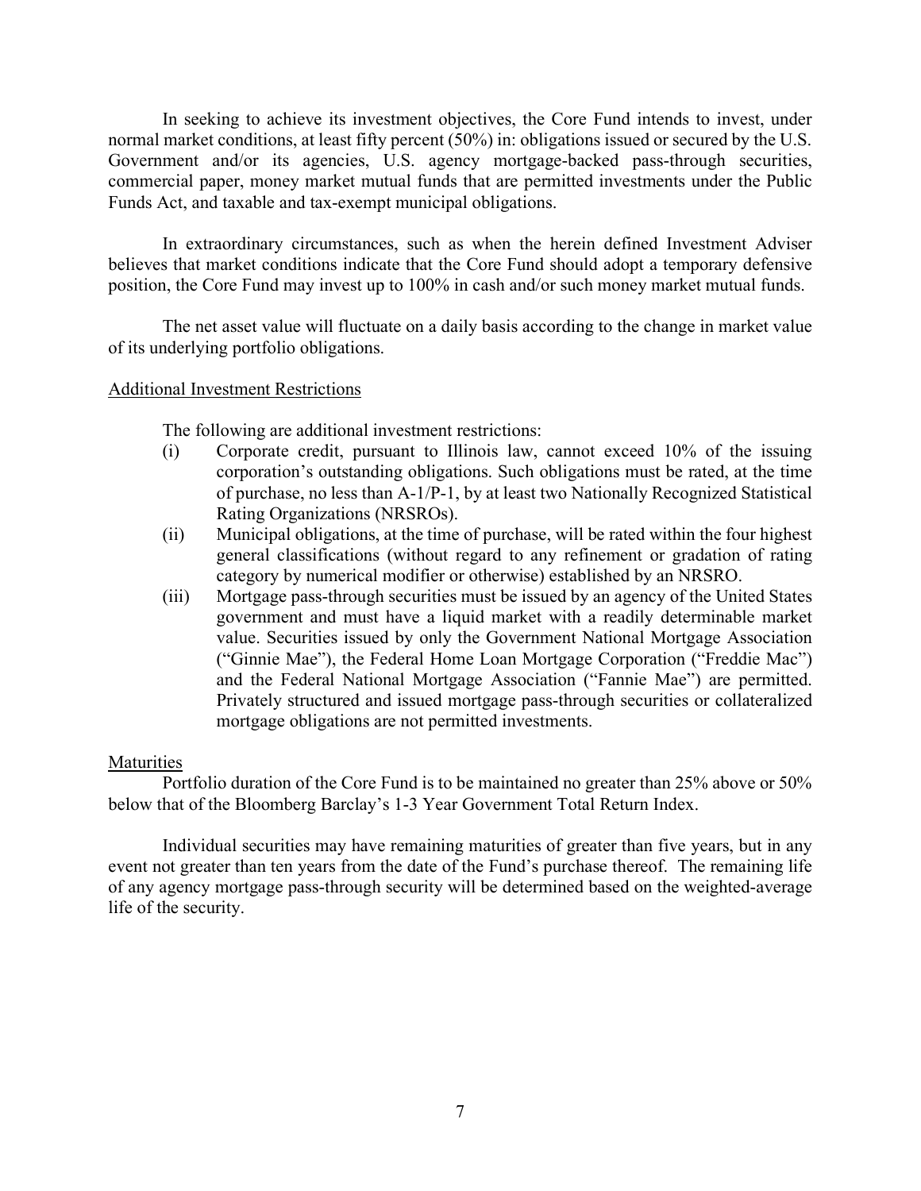In seeking to achieve its investment objectives, the Core Fund intends to invest, under normal market conditions, at least fifty percent (50%) in: obligations issued or secured by the U.S. Government and/or its agencies, U.S. agency mortgage-backed pass-through securities, commercial paper, money market mutual funds that are permitted investments under the Public Funds Act, and taxable and tax-exempt municipal obligations.

In extraordinary circumstances, such as when the herein defined Investment Adviser believes that market conditions indicate that the Core Fund should adopt a temporary defensive position, the Core Fund may invest up to 100% in cash and/or such money market mutual funds.

The net asset value will fluctuate on a daily basis according to the change in market value of its underlying portfolio obligations.

Additional Investment Restrictions

The following are additional investment restrictions:

(i) Corporate credit, pursuant to Illinois law, cannot exceed 10% of the issuing corporation's outstanding obligations. Such obligations must be rated, at the time of purchase, no less than A-1/P-1, by at least two Nationally Recognized Statistical Rating Organizations (NRSROs).

(ii) Municipal obligations, at the time of purchase, will be rated within the four highest general classifications (without regard to any refinement or gradation of rating category by numerical modifier or otherwise) established by an NRSRO.

(iii) Mortgage pass-through securities must be issued by an agency of the United States government and must have a liquid market with a readily determinable market value. Securities issued by only the Government National Mortgage Association ("Ginnie Mae"), the Federal Home Loan Mortgage Corporation ("Freddie Mac") and the Federal National Mortgage Association ("Fannie Mae") are permitted. Privately structured and issued mortgage pass-through securities or collateralized mortgage obligations are not permitted investments.

Maturities

Portfolio duration of the Core Fund is to be maintained no greater than 25% above or 50% below that of the Bloomberg Barclay's 1-3 Year Government Total Return Index.

Individual securities may have remaining maturities of greater than five years, but in any event not greater than ten years from the date of the Fund's purchase thereof. The remaining life of any agency mortgage pass-through security will be determined based on the weighted-average life of the security.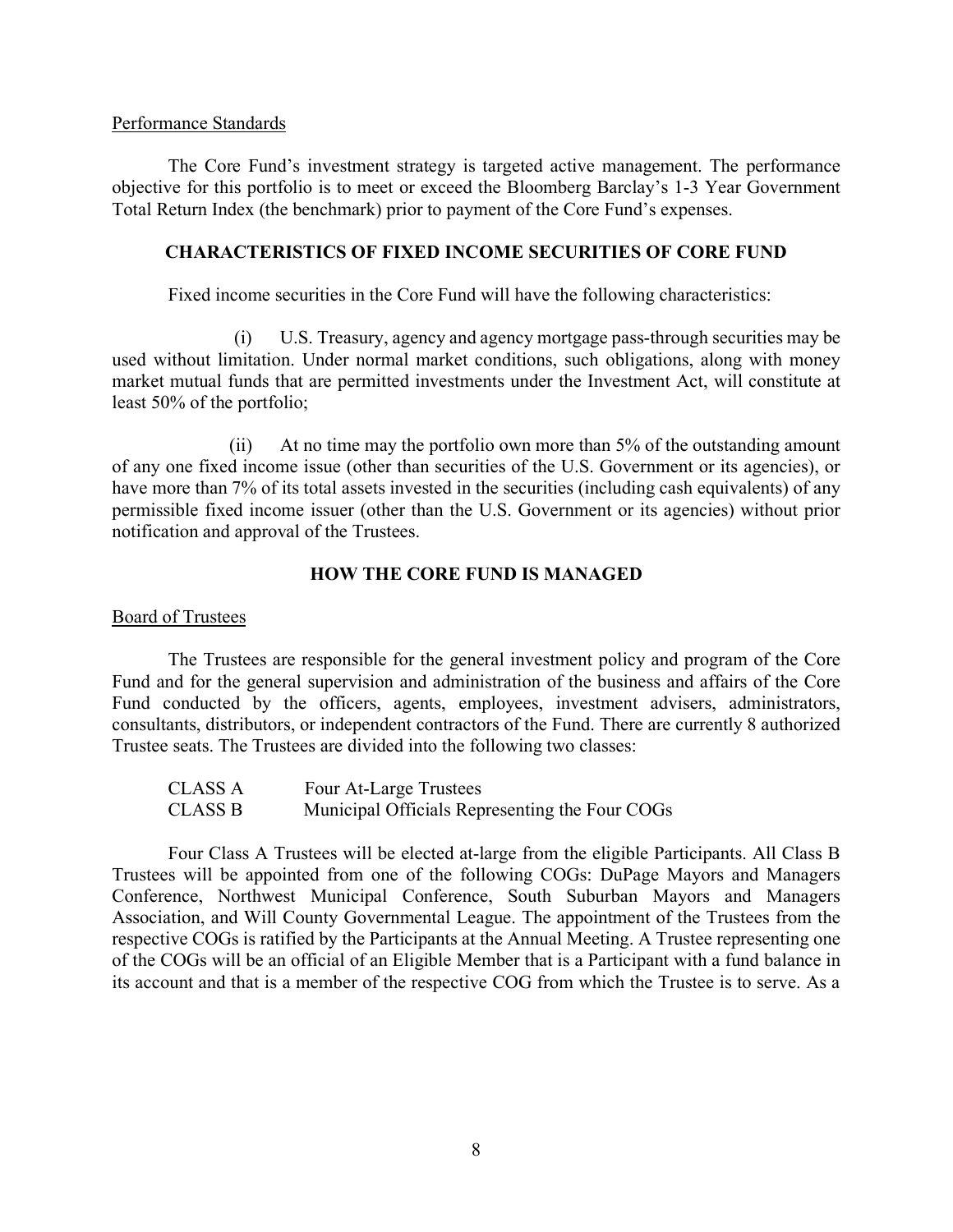Performance Standards

The Core Fund's investment strategy is targeted active management. The performance objective for this portfolio is to meet or exceed the Bloomberg Barclay's 1-3 Year Government Total Return Index (the benchmark) prior to payment of the Core Fund's expenses.

## CHARACTERISTICS OF FIXED INCOME SECURITIES OF CORE FUND

Fixed income securities in the Core Fund will have the following characteristics:

(i) U.S. Treasury, agency and agency mortgage pass-through securities may be used without limitation. Under normal market conditions, such obligations, along with money market mutual funds that are permitted investments under the Investment Act, will constitute at least 50% of the portfolio;

(ii) At no time may the portfolio own more than 5% of the outstanding amount of any one fixed income issue (other than securities of the U.S. Government or its agencies), or have more than 7% of its total assets invested in the securities (including cash equivalents) of any permissible fixed income issuer (other than the U.S. Government or its agencies) without prior notification and approval of the Trustees.

## HOW THE CORE FUND IS MANAGED

Board of Trustees

The Trustees are responsible for the general investment policy and program of the Core Fund and for the general supervision and administration of the business and affairs of the Core Fund conducted by the officers, agents, employees, investment advisers, administrators, consultants, distributors, or independent contractors of the Fund. There are currently 8 authorized Trustee seats. The Trustees are divided into the following two classes:

| | |
|---|---|
| CLASS A | Four At-Large Trustees |
| CLASS B | Municipal Officials Representing the Four COGs |

Four Class A Trustees will be elected at-large from the eligible Participants. All Class B Trustees will be appointed from one of the following COGs: DuPage Mayors and Managers Conference, Northwest Municipal Conference, South Suburban Mayors and Managers Association, and Will County Governmental League. The appointment of the Trustees from the respective COGs is ratified by the Participants at the Annual Meeting. A Trustee representing one of the COGs will be an official of an Eligible Member that is a Participant with a fund balance in its account and that is a member of the respective COG from which the Trustee is to serve. As a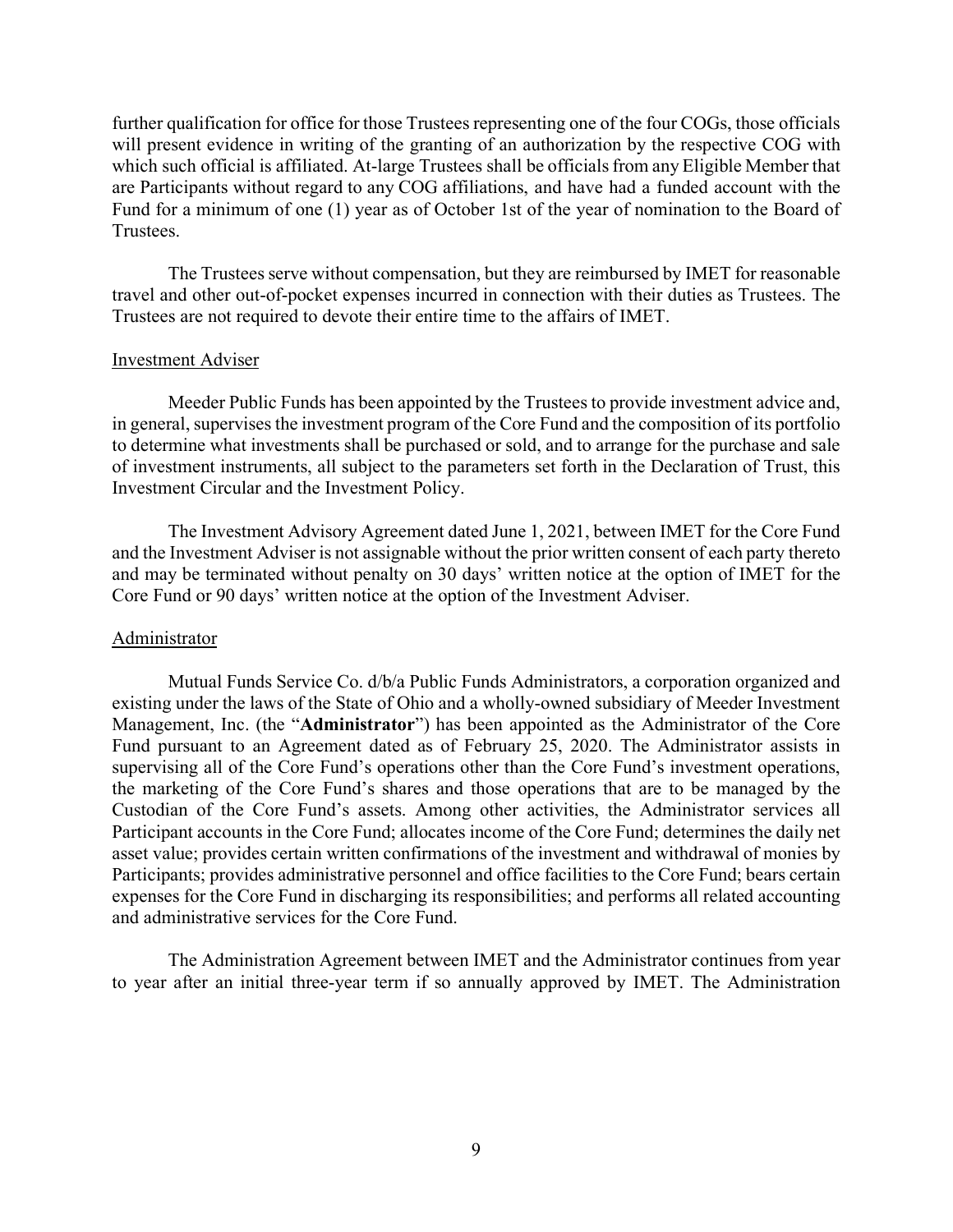further qualification for office for those Trustees representing one of the four COGs, those officials will present evidence in writing of the granting of an authorization by the respective COG with which such official is affiliated. At-large Trustees shall be officials from any Eligible Member that are Participants without regard to any COG affiliations, and have had a funded account with the Fund for a minimum of one (1) year as of October 1st of the year of nomination to the Board of Trustees.

The Trustees serve without compensation, but they are reimbursed by IMET for reasonable travel and other out-of-pocket expenses incurred in connection with their duties as Trustees. The Trustees are not required to devote their entire time to the affairs of IMET.

### Investment Adviser

Meeder Public Funds has been appointed by the Trustees to provide investment advice and, in general, supervises the investment program of the Core Fund and the composition of its portfolio to determine what investments shall be purchased or sold, and to arrange for the purchase and sale of investment instruments, all subject to the parameters set forth in the Declaration of Trust, this Investment Circular and the Investment Policy.

The Investment Advisory Agreement dated June 1, 2021, between IMET for the Core Fund and the Investment Adviser is not assignable without the prior written consent of each party thereto and may be terminated without penalty on 30 days' written notice at the option of IMET for the Core Fund or 90 days' written notice at the option of the Investment Adviser.

### Administrator

Mutual Funds Service Co. d/b/a Public Funds Administrators, a corporation organized and existing under the laws of the State of Ohio and a wholly-owned subsidiary of Meeder Investment Management, Inc. (the "**Administrator**") has been appointed as the Administrator of the Core Fund pursuant to an Agreement dated as of February 25, 2020. The Administrator assists in supervising all of the Core Fund's operations other than the Core Fund's investment operations, the marketing of the Core Fund's shares and those operations that are to be managed by the Custodian of the Core Fund's assets. Among other activities, the Administrator services all Participant accounts in the Core Fund; allocates income of the Core Fund; determines the daily net asset value; provides certain written confirmations of the investment and withdrawal of monies by Participants; provides administrative personnel and office facilities to the Core Fund; bears certain expenses for the Core Fund in discharging its responsibilities; and performs all related accounting and administrative services for the Core Fund.

The Administration Agreement between IMET and the Administrator continues from year to year after an initial three-year term if so annually approved by IMET. The Administration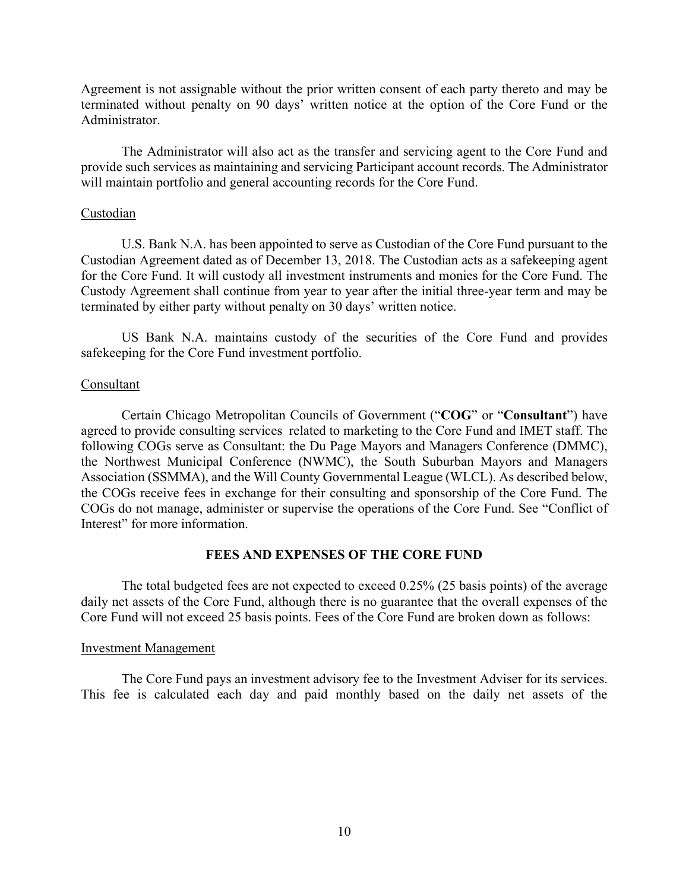Agreement is not assignable without the prior written consent of each party thereto and may be terminated without penalty on 90 days' written notice at the option of the Core Fund or the Administrator.

The Administrator will also act as the transfer and servicing agent to the Core Fund and provide such services as maintaining and servicing Participant account records. The Administrator will maintain portfolio and general accounting records for the Core Fund.

Custodian

U.S. Bank N.A. has been appointed to serve as Custodian of the Core Fund pursuant to the Custodian Agreement dated as of December 13, 2018. The Custodian acts as a safekeeping agent for the Core Fund. It will custody all investment instruments and monies for the Core Fund. The Custody Agreement shall continue from year to year after the initial three-year term and may be terminated by either party without penalty on 30 days' written notice.

US Bank N.A. maintains custody of the securities of the Core Fund and provides safekeeping for the Core Fund investment portfolio.

Consultant

Certain Chicago Metropolitan Councils of Government ("**COG**" or "**Consultant**") have agreed to provide consulting services related to marketing to the Core Fund and IMET staff. The following COGs serve as Consultant: the Du Page Mayors and Managers Conference (DMMC), the Northwest Municipal Conference (NWMC), the South Suburban Mayors and Managers Association (SSMMA), and the Will County Governmental League (WLCL). As described below, the COGs receive fees in exchange for their consulting and sponsorship of the Core Fund. The COGs do not manage, administer or supervise the operations of the Core Fund. See "Conflict of Interest" for more information.

## FEES AND EXPENSES OF THE CORE FUND

The total budgeted fees are not expected to exceed 0.25% (25 basis points) of the average daily net assets of the Core Fund, although there is no guarantee that the overall expenses of the Core Fund will not exceed 25 basis points. Fees of the Core Fund are broken down as follows:

Investment Management

The Core Fund pays an investment advisory fee to the Investment Adviser for its services. This fee is calculated each day and paid monthly based on the daily net assets of the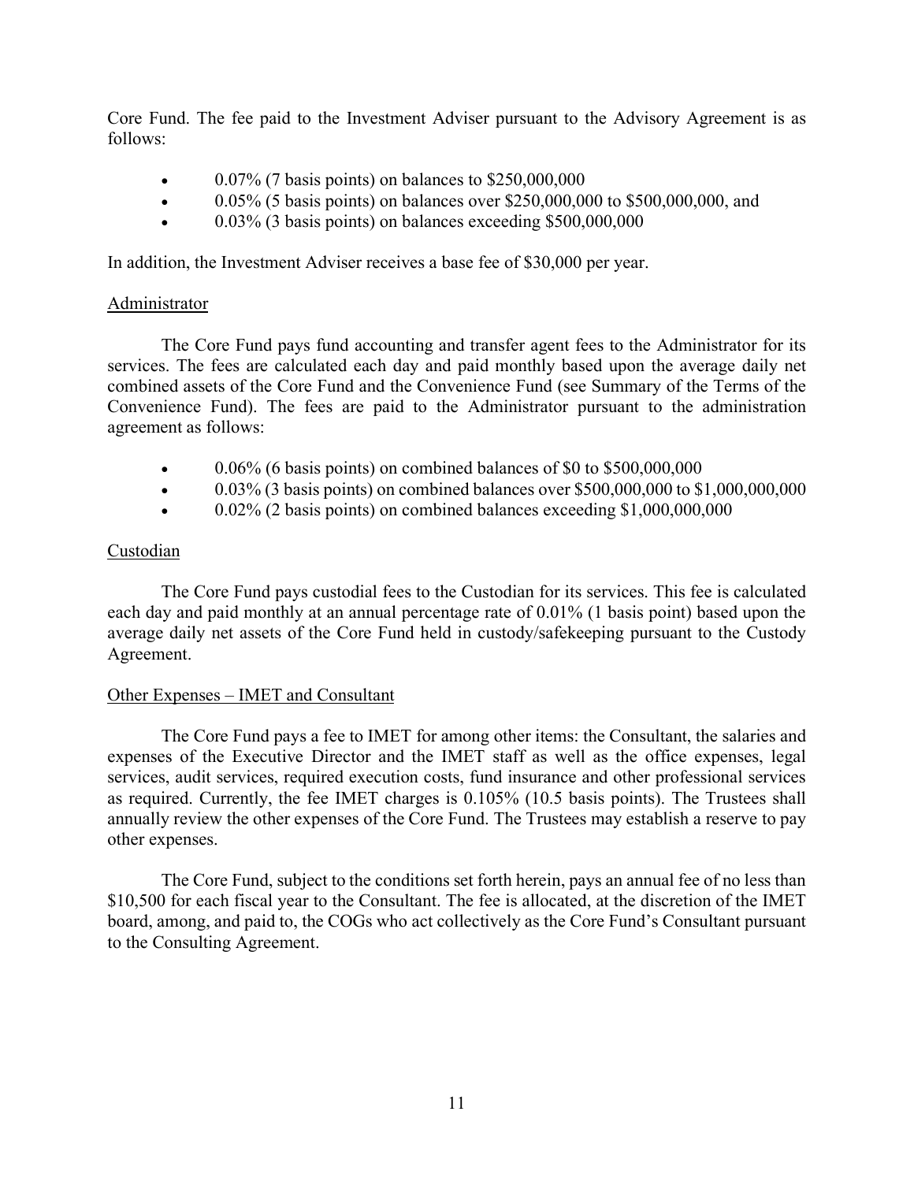Core Fund. The fee paid to the Investment Adviser pursuant to the Advisory Agreement is as follows:

- 0.07% (7 basis points) on balances to $250,000,000
- 0.05% (5 basis points) on balances over $250,000,000 to $500,000,000, and
- 0.03% (3 basis points) on balances exceeding $500,000,000

In addition, the Investment Adviser receives a base fee of $30,000 per year.

<u>Administrator</u>

The Core Fund pays fund accounting and transfer agent fees to the Administrator for its services. The fees are calculated each day and paid monthly based upon the average daily net combined assets of the Core Fund and the Convenience Fund (see Summary of the Terms of the Convenience Fund). The fees are paid to the Administrator pursuant to the administration agreement as follows:

- 0.06% (6 basis points) on combined balances of $0 to $500,000,000
- 0.03% (3 basis points) on combined balances over $500,000,000 to $1,000,000,000
- 0.02% (2 basis points) on combined balances exceeding $1,000,000,000

<u>Custodian</u>

The Core Fund pays custodial fees to the Custodian for its services. This fee is calculated each day and paid monthly at an annual percentage rate of 0.01% (1 basis point) based upon the average daily net assets of the Core Fund held in custody/safekeeping pursuant to the Custody Agreement.

<u>Other Expenses – IMET and Consultant</u>

The Core Fund pays a fee to IMET for among other items: the Consultant, the salaries and expenses of the Executive Director and the IMET staff as well as the office expenses, legal services, audit services, required execution costs, fund insurance and other professional services as required. Currently, the fee IMET charges is 0.105% (10.5 basis points). The Trustees shall annually review the other expenses of the Core Fund. The Trustees may establish a reserve to pay other expenses.

The Core Fund, subject to the conditions set forth herein, pays an annual fee of no less than $10,500 for each fiscal year to the Consultant. The fee is allocated, at the discretion of the IMET board, among, and paid to, the COGs who act collectively as the Core Fund's Consultant pursuant to the Consulting Agreement.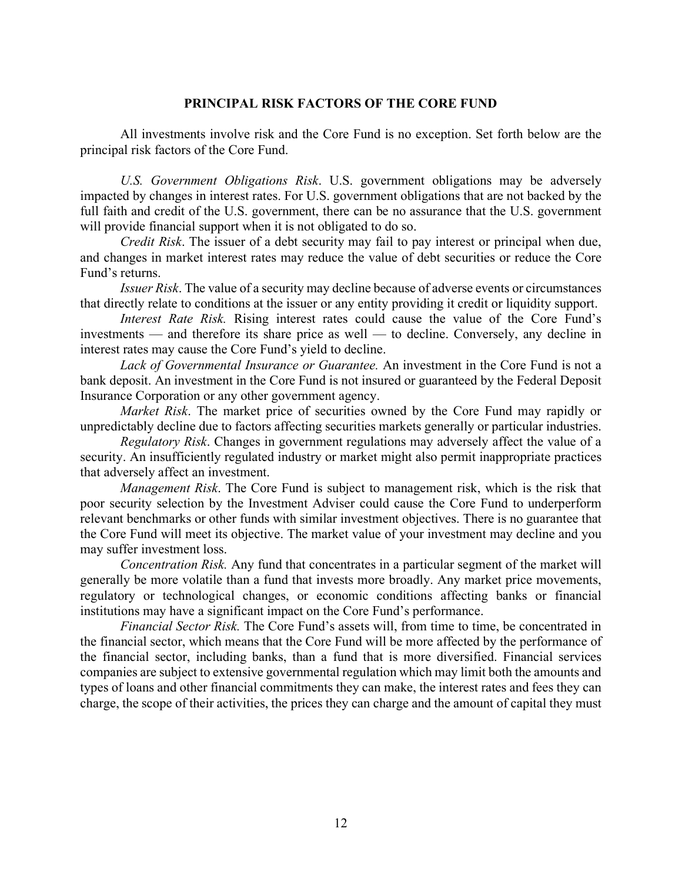## PRINCIPAL RISK FACTORS OF THE CORE FUND

All investments involve risk and the Core Fund is no exception. Set forth below are the principal risk factors of the Core Fund.

*U.S. Government Obligations Risk*. U.S. government obligations may be adversely impacted by changes in interest rates. For U.S. government obligations that are not backed by the full faith and credit of the U.S. government, there can be no assurance that the U.S. government will provide financial support when it is not obligated to do so.

*Credit Risk*. The issuer of a debt security may fail to pay interest or principal when due, and changes in market interest rates may reduce the value of debt securities or reduce the Core Fund's returns.

*Issuer Risk*. The value of a security may decline because of adverse events or circumstances that directly relate to conditions at the issuer or any entity providing it credit or liquidity support.

*Interest Rate Risk.* Rising interest rates could cause the value of the Core Fund's investments — and therefore its share price as well — to decline. Conversely, any decline in interest rates may cause the Core Fund's yield to decline.

*Lack of Governmental Insurance or Guarantee.* An investment in the Core Fund is not a bank deposit. An investment in the Core Fund is not insured or guaranteed by the Federal Deposit Insurance Corporation or any other government agency.

*Market Risk*. The market price of securities owned by the Core Fund may rapidly or unpredictably decline due to factors affecting securities markets generally or particular industries.

*Regulatory Risk*. Changes in government regulations may adversely affect the value of a security. An insufficiently regulated industry or market might also permit inappropriate practices that adversely affect an investment.

*Management Risk*. The Core Fund is subject to management risk, which is the risk that poor security selection by the Investment Adviser could cause the Core Fund to underperform relevant benchmarks or other funds with similar investment objectives. There is no guarantee that the Core Fund will meet its objective. The market value of your investment may decline and you may suffer investment loss.

*Concentration Risk.* Any fund that concentrates in a particular segment of the market will generally be more volatile than a fund that invests more broadly. Any market price movements, regulatory or technological changes, or economic conditions affecting banks or financial institutions may have a significant impact on the Core Fund's performance.

*Financial Sector Risk.* The Core Fund's assets will, from time to time, be concentrated in the financial sector, which means that the Core Fund will be more affected by the performance of the financial sector, including banks, than a fund that is more diversified. Financial services companies are subject to extensive governmental regulation which may limit both the amounts and types of loans and other financial commitments they can make, the interest rates and fees they can charge, the scope of their activities, the prices they can charge and the amount of capital they must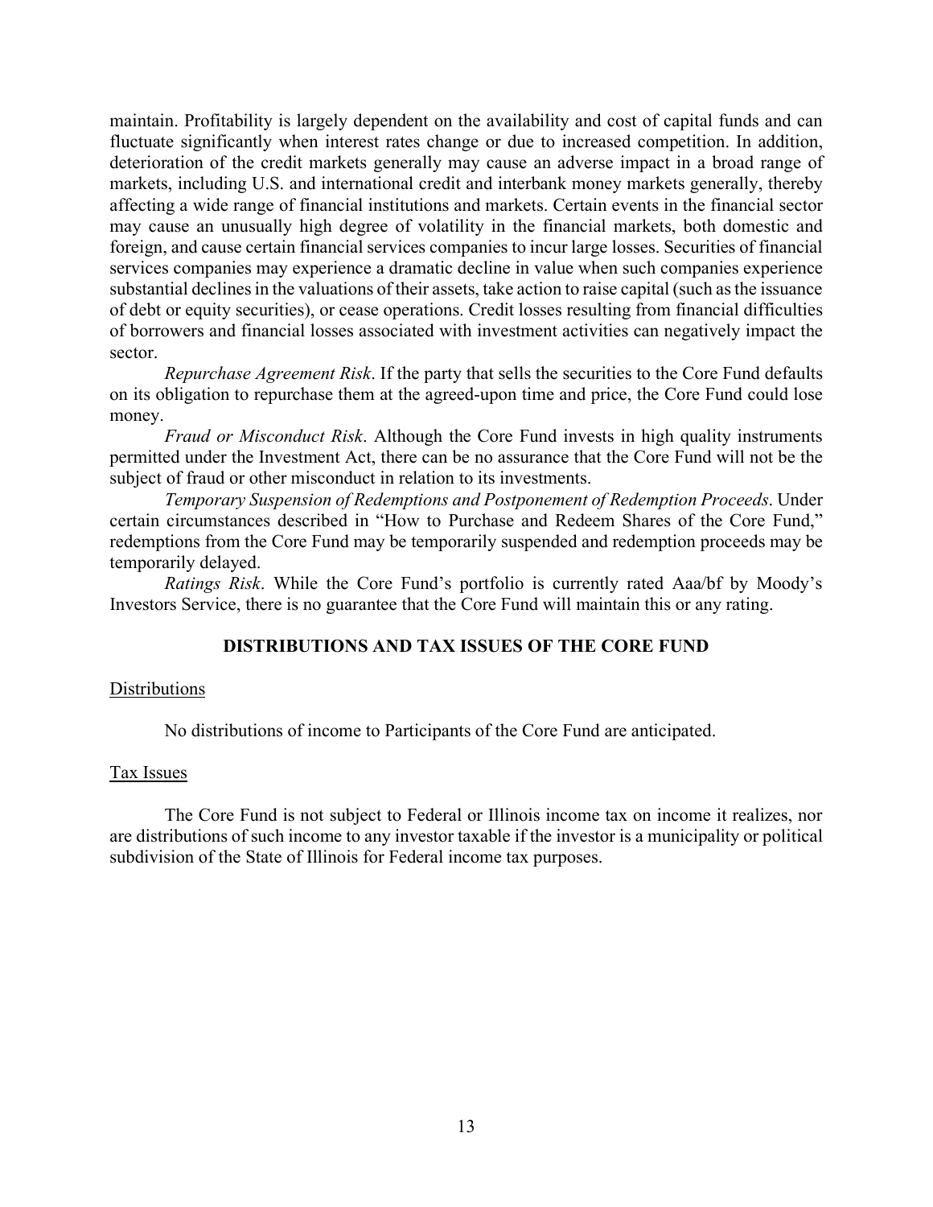maintain. Profitability is largely dependent on the availability and cost of capital funds and can fluctuate significantly when interest rates change or due to increased competition. In addition, deterioration of the credit markets generally may cause an adverse impact in a broad range of markets, including U.S. and international credit and interbank money markets generally, thereby affecting a wide range of financial institutions and markets. Certain events in the financial sector may cause an unusually high degree of volatility in the financial markets, both domestic and foreign, and cause certain financial services companies to incur large losses. Securities of financial services companies may experience a dramatic decline in value when such companies experience substantial declines in the valuations of their assets, take action to raise capital (such as the issuance of debt or equity securities), or cease operations. Credit losses resulting from financial difficulties of borrowers and financial losses associated with investment activities can negatively impact the sector.

*Repurchase Agreement Risk*. If the party that sells the securities to the Core Fund defaults on its obligation to repurchase them at the agreed-upon time and price, the Core Fund could lose money.

*Fraud or Misconduct Risk*. Although the Core Fund invests in high quality instruments permitted under the Investment Act, there can be no assurance that the Core Fund will not be the subject of fraud or other misconduct in relation to its investments.

*Temporary Suspension of Redemptions and Postponement of Redemption Proceeds*. Under certain circumstances described in "How to Purchase and Redeem Shares of the Core Fund," redemptions from the Core Fund may be temporarily suspended and redemption proceeds may be temporarily delayed.

*Ratings Risk*. While the Core Fund's portfolio is currently rated Aaa/bf by Moody's Investors Service, there is no guarantee that the Core Fund will maintain this or any rating.

## DISTRIBUTIONS AND TAX ISSUES OF THE CORE FUND

### Distributions

No distributions of income to Participants of the Core Fund are anticipated.

### Tax Issues

The Core Fund is not subject to Federal or Illinois income tax on income it realizes, nor are distributions of such income to any investor taxable if the investor is a municipality or political subdivision of the State of Illinois for Federal income tax purposes.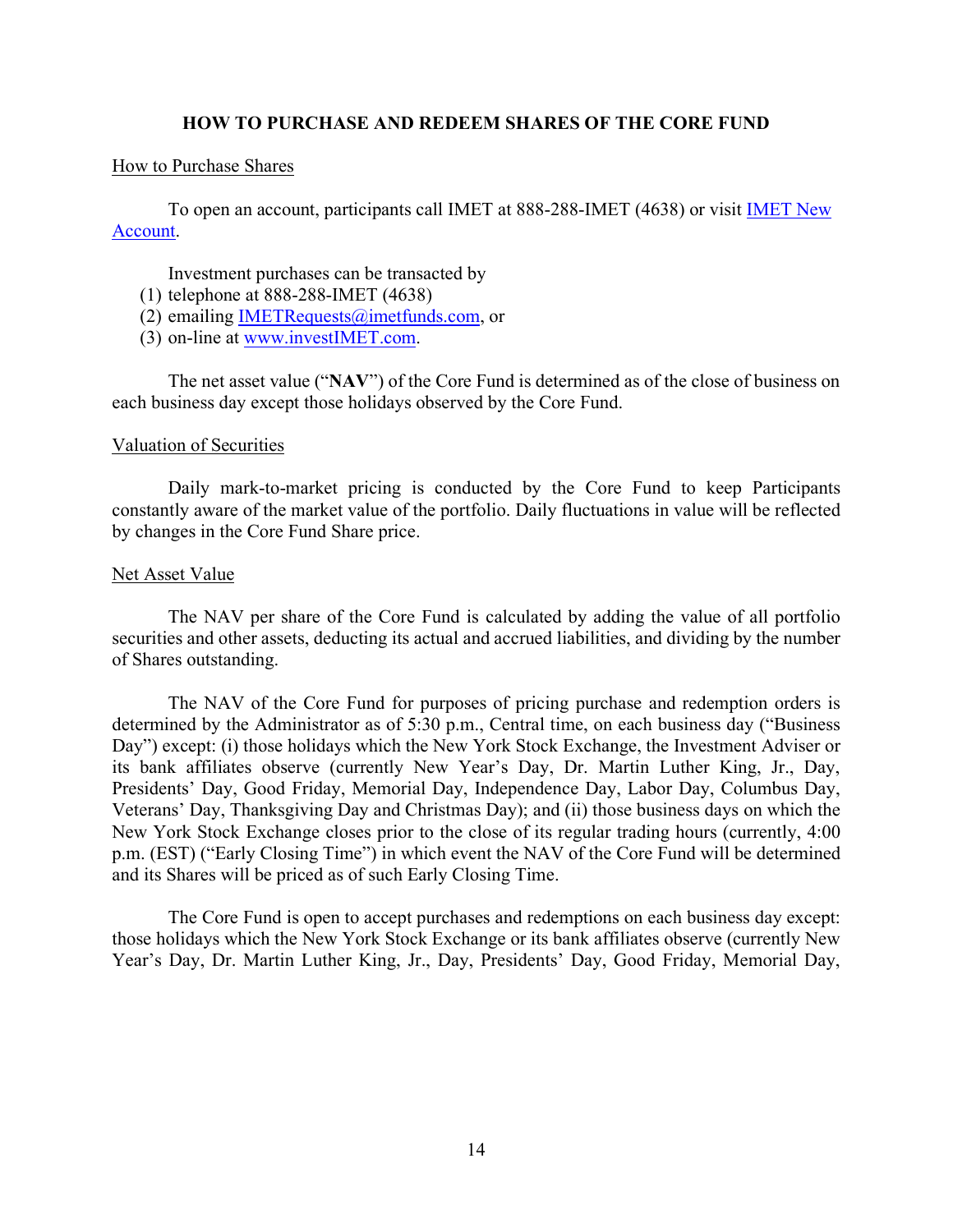## HOW TO PURCHASE AND REDEEM SHARES OF THE CORE FUND

How to Purchase Shares

To open an account, participants call IMET at 888-288-IMET (4638) or visit IMET New Account.

Investment purchases can be transacted by

(1) telephone at 888-288-IMET (4638)
(2) emailing IMETRequests@imetfunds.com, or
(3) on-line at www.investIMET.com.

The net asset value ("**NAV**") of the Core Fund is determined as of the close of business on each business day except those holidays observed by the Core Fund.

Valuation of Securities

Daily mark-to-market pricing is conducted by the Core Fund to keep Participants constantly aware of the market value of the portfolio. Daily fluctuations in value will be reflected by changes in the Core Fund Share price.

Net Asset Value

The NAV per share of the Core Fund is calculated by adding the value of all portfolio securities and other assets, deducting its actual and accrued liabilities, and dividing by the number of Shares outstanding.

The NAV of the Core Fund for purposes of pricing purchase and redemption orders is determined by the Administrator as of 5:30 p.m., Central time, on each business day ("Business Day") except: (i) those holidays which the New York Stock Exchange, the Investment Adviser or its bank affiliates observe (currently New Year's Day, Dr. Martin Luther King, Jr., Day, Presidents' Day, Good Friday, Memorial Day, Independence Day, Labor Day, Columbus Day, Veterans' Day, Thanksgiving Day and Christmas Day); and (ii) those business days on which the New York Stock Exchange closes prior to the close of its regular trading hours (currently, 4:00 p.m. (EST) ("Early Closing Time") in which event the NAV of the Core Fund will be determined and its Shares will be priced as of such Early Closing Time.

The Core Fund is open to accept purchases and redemptions on each business day except: those holidays which the New York Stock Exchange or its bank affiliates observe (currently New Year's Day, Dr. Martin Luther King, Jr., Day, Presidents' Day, Good Friday, Memorial Day,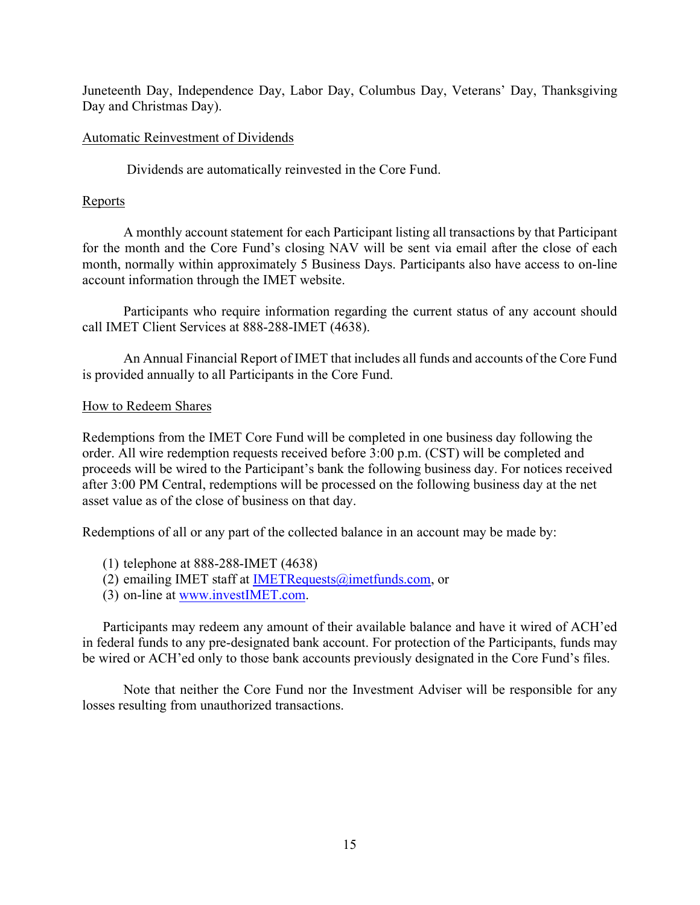Juneteenth Day, Independence Day, Labor Day, Columbus Day, Veterans' Day, Thanksgiving Day and Christmas Day).

<u>Automatic Reinvestment of Dividends</u>

Dividends are automatically reinvested in the Core Fund.

<u>Reports</u>

A monthly account statement for each Participant listing all transactions by that Participant for the month and the Core Fund's closing NAV will be sent via email after the close of each month, normally within approximately 5 Business Days. Participants also have access to on-line account information through the IMET website.

Participants who require information regarding the current status of any account should call IMET Client Services at 888-288-IMET (4638).

An Annual Financial Report of IMET that includes all funds and accounts of the Core Fund is provided annually to all Participants in the Core Fund.

<u>How to Redeem Shares</u>

Redemptions from the IMET Core Fund will be completed in one business day following the order. All wire redemption requests received before 3:00 p.m. (CST) will be completed and proceeds will be wired to the Participant's bank the following business day. For notices received after 3:00 PM Central, redemptions will be processed on the following business day at the net asset value as of the close of business on that day.

Redemptions of all or any part of the collected balance in an account may be made by:

(1) telephone at 888-288-IMET (4638)
(2) emailing IMET staff at [IMETRequests@imetfunds.com](mailto:IMETRequests@imetfunds.com), or
(3) on-line at [www.investIMET.com](http://www.investIMET.com).

Participants may redeem any amount of their available balance and have it wired of ACH'ed in federal funds to any pre-designated bank account. For protection of the Participants, funds may be wired or ACH'ed only to those bank accounts previously designated in the Core Fund's files.

Note that neither the Core Fund nor the Investment Adviser will be responsible for any losses resulting from unauthorized transactions.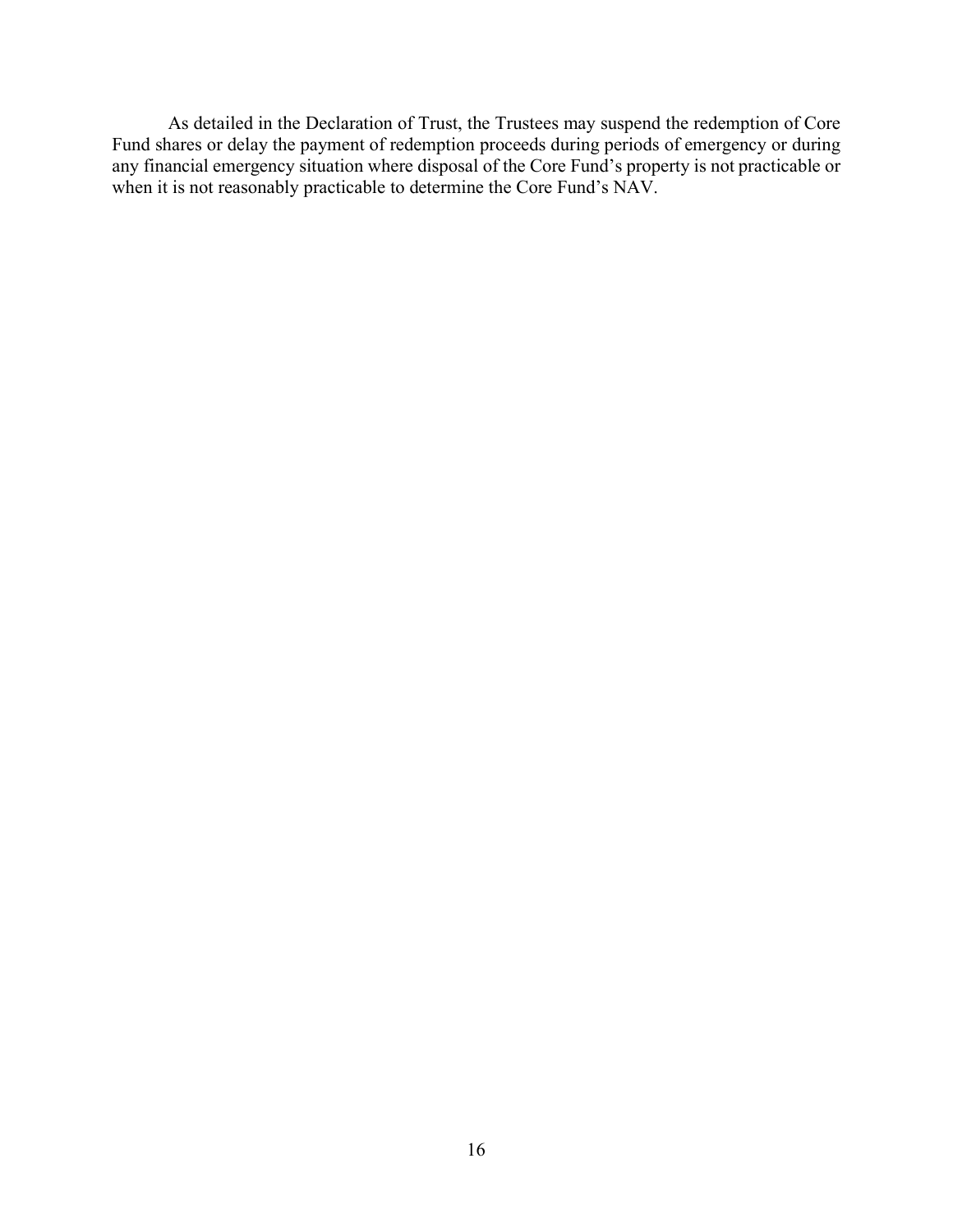As detailed in the Declaration of Trust, the Trustees may suspend the redemption of Core Fund shares or delay the payment of redemption proceeds during periods of emergency or during any financial emergency situation where disposal of the Core Fund's property is not practicable or when it is not reasonably practicable to determine the Core Fund's NAV.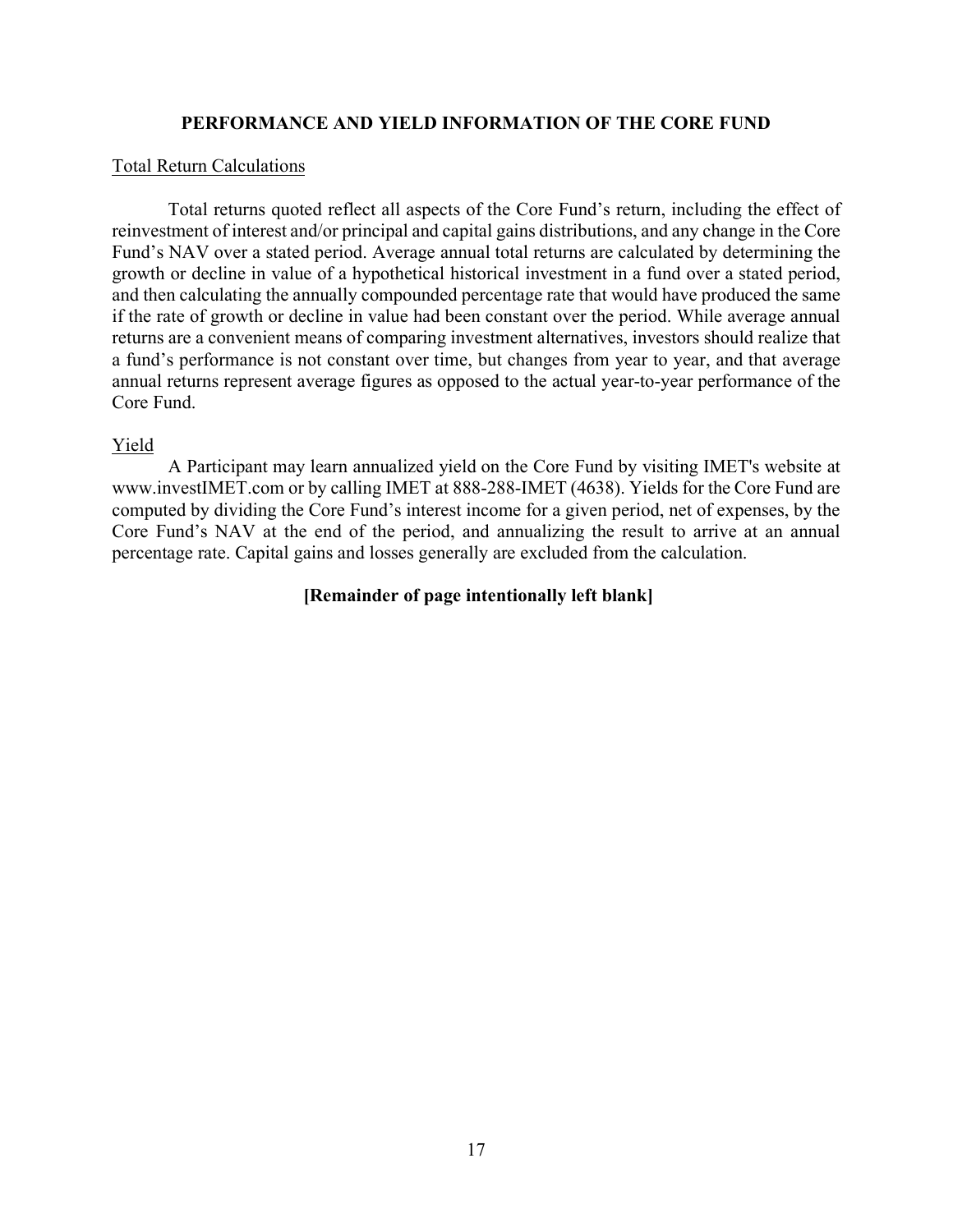## PERFORMANCE AND YIELD INFORMATION OF THE CORE FUND

### Total Return Calculations

Total returns quoted reflect all aspects of the Core Fund's return, including the effect of reinvestment of interest and/or principal and capital gains distributions, and any change in the Core Fund's NAV over a stated period. Average annual total returns are calculated by determining the growth or decline in value of a hypothetical historical investment in a fund over a stated period, and then calculating the annually compounded percentage rate that would have produced the same if the rate of growth or decline in value had been constant over the period. While average annual returns are a convenient means of comparing investment alternatives, investors should realize that a fund's performance is not constant over time, but changes from year to year, and that average annual returns represent average figures as opposed to the actual year-to-year performance of the Core Fund.

### Yield

A Participant may learn annualized yield on the Core Fund by visiting IMET's website at www.investIMET.com or by calling IMET at 888-288-IMET (4638). Yields for the Core Fund are computed by dividing the Core Fund's interest income for a given period, net of expenses, by the Core Fund's NAV at the end of the period, and annualizing the result to arrive at an annual percentage rate. Capital gains and losses generally are excluded from the calculation.

**[Remainder of page intentionally left blank]**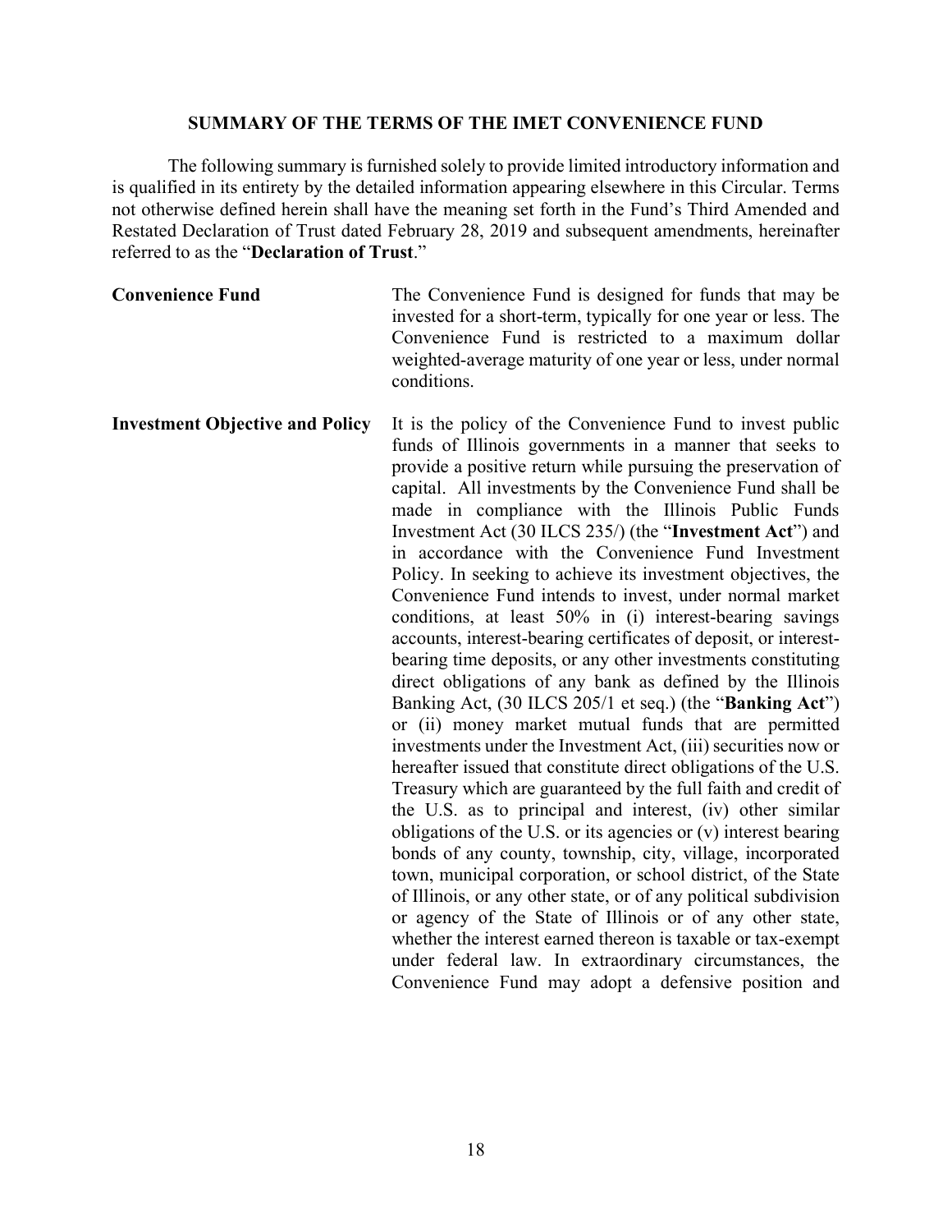## SUMMARY OF THE TERMS OF THE IMET CONVENIENCE FUND

The following summary is furnished solely to provide limited introductory information and is qualified in its entirety by the detailed information appearing elsewhere in this Circular. Terms not otherwise defined herein shall have the meaning set forth in the Fund's Third Amended and Restated Declaration of Trust dated February 28, 2019 and subsequent amendments, hereinafter referred to as the "**Declaration of Trust**."

**Convenience Fund**

The Convenience Fund is designed for funds that may be invested for a short-term, typically for one year or less. The Convenience Fund is restricted to a maximum dollar weighted-average maturity of one year or less, under normal conditions.

**Investment Objective and Policy**

It is the policy of the Convenience Fund to invest public funds of Illinois governments in a manner that seeks to provide a positive return while pursuing the preservation of capital. All investments by the Convenience Fund shall be made in compliance with the Illinois Public Funds Investment Act (30 ILCS 235/) (the "**Investment Act**") and in accordance with the Convenience Fund Investment Policy. In seeking to achieve its investment objectives, the Convenience Fund intends to invest, under normal market conditions, at least 50% in (i) interest-bearing savings accounts, interest-bearing certificates of deposit, or interest-bearing time deposits, or any other investments constituting direct obligations of any bank as defined by the Illinois Banking Act, (30 ILCS 205/1 et seq.) (the "**Banking Act**") or (ii) money market mutual funds that are permitted investments under the Investment Act, (iii) securities now or hereafter issued that constitute direct obligations of the U.S. Treasury which are guaranteed by the full faith and credit of the U.S. as to principal and interest, (iv) other similar obligations of the U.S. or its agencies or (v) interest bearing bonds of any county, township, city, village, incorporated town, municipal corporation, or school district, of the State of Illinois, or any other state, or of any political subdivision or agency of the State of Illinois or of any other state, whether the interest earned thereon is taxable or tax-exempt under federal law. In extraordinary circumstances, the Convenience Fund may adopt a defensive position and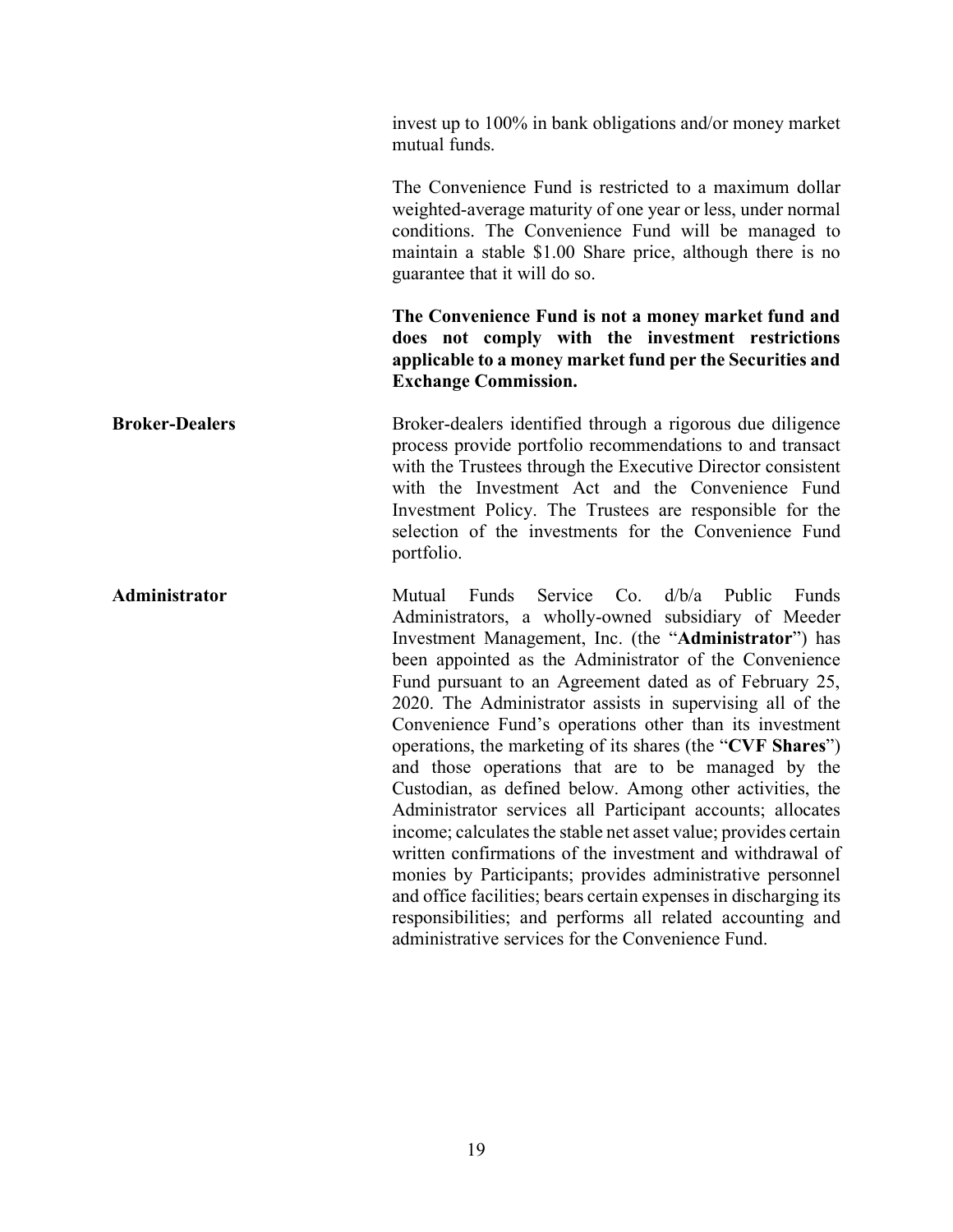invest up to 100% in bank obligations and/or money market mutual funds.

The Convenience Fund is restricted to a maximum dollar weighted-average maturity of one year or less, under normal conditions. The Convenience Fund will be managed to maintain a stable $1.00 Share price, although there is no guarantee that it will do so.

**The Convenience Fund is not a money market fund and does not comply with the investment restrictions applicable to a money market fund per the Securities and Exchange Commission.**

**Broker-Dealers**

Broker-dealers identified through a rigorous due diligence process provide portfolio recommendations to and transact with the Trustees through the Executive Director consistent with the Investment Act and the Convenience Fund Investment Policy. The Trustees are responsible for the selection of the investments for the Convenience Fund portfolio.

**Administrator**

Mutual Funds Service Co. d/b/a Public Funds Administrators, a wholly-owned subsidiary of Meeder Investment Management, Inc. (the "**Administrator**") has been appointed as the Administrator of the Convenience Fund pursuant to an Agreement dated as of February 25, 2020. The Administrator assists in supervising all of the Convenience Fund's operations other than its investment operations, the marketing of its shares (the "**CVF Shares**") and those operations that are to be managed by the Custodian, as defined below. Among other activities, the Administrator services all Participant accounts; allocates income; calculates the stable net asset value; provides certain written confirmations of the investment and withdrawal of monies by Participants; provides administrative personnel and office facilities; bears certain expenses in discharging its responsibilities; and performs all related accounting and administrative services for the Convenience Fund.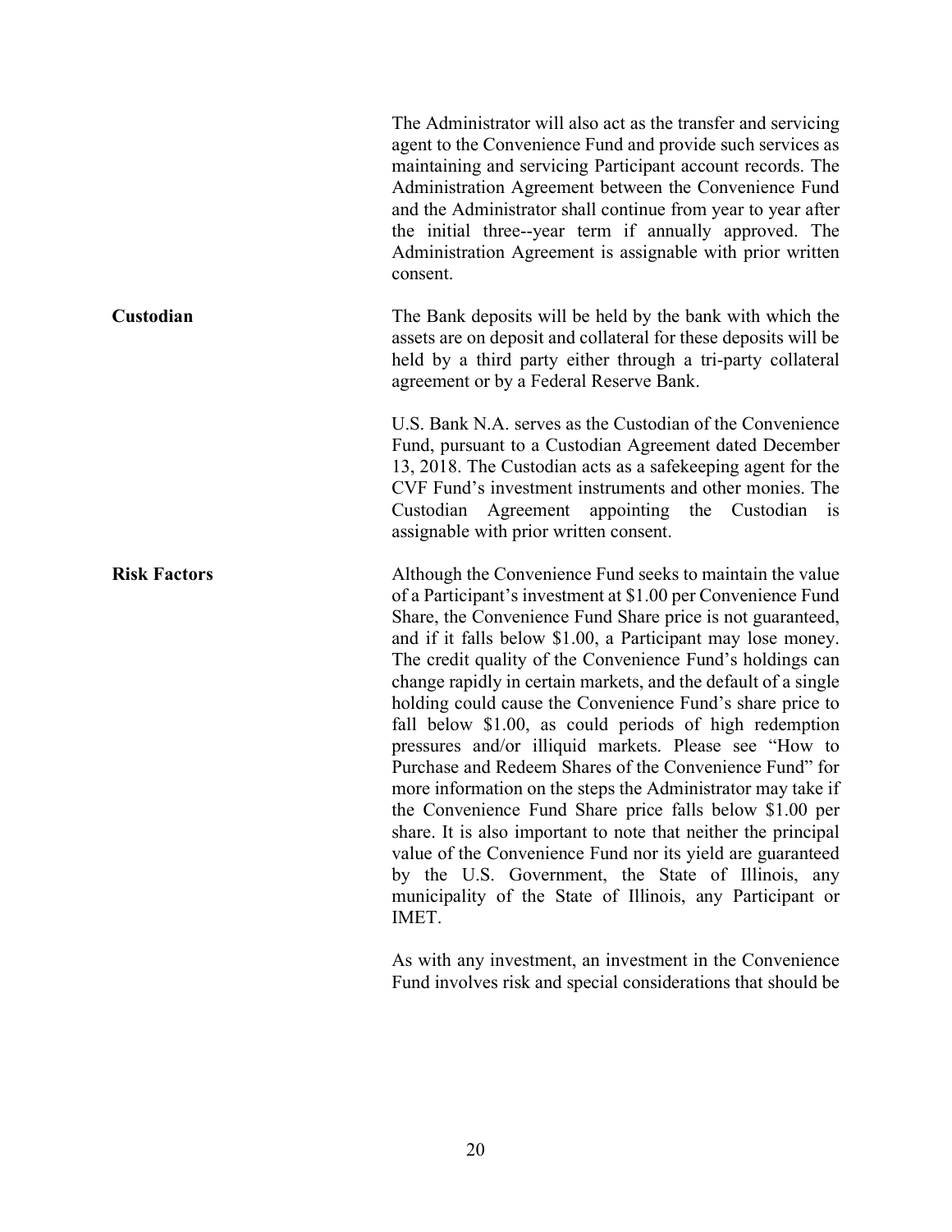The Administrator will also act as the transfer and servicing agent to the Convenience Fund and provide such services as maintaining and servicing Participant account records. The Administration Agreement between the Convenience Fund and the Administrator shall continue from year to year after the initial three--year term if annually approved. The Administration Agreement is assignable with prior written consent.

**Custodian**

The Bank deposits will be held by the bank with which the assets are on deposit and collateral for these deposits will be held by a third party either through a tri-party collateral agreement or by a Federal Reserve Bank.

U.S. Bank N.A. serves as the Custodian of the Convenience Fund, pursuant to a Custodian Agreement dated December 13, 2018. The Custodian acts as a safekeeping agent for the CVF Fund's investment instruments and other monies. The Custodian Agreement appointing the Custodian is assignable with prior written consent.

**Risk Factors**

Although the Convenience Fund seeks to maintain the value of a Participant's investment at $1.00 per Convenience Fund Share, the Convenience Fund Share price is not guaranteed, and if it falls below $1.00, a Participant may lose money. The credit quality of the Convenience Fund's holdings can change rapidly in certain markets, and the default of a single holding could cause the Convenience Fund's share price to fall below $1.00, as could periods of high redemption pressures and/or illiquid markets. Please see "How to Purchase and Redeem Shares of the Convenience Fund" for more information on the steps the Administrator may take if the Convenience Fund Share price falls below $1.00 per share. It is also important to note that neither the principal value of the Convenience Fund nor its yield are guaranteed by the U.S. Government, the State of Illinois, any municipality of the State of Illinois, any Participant or IMET.

As with any investment, an investment in the Convenience Fund involves risk and special considerations that should be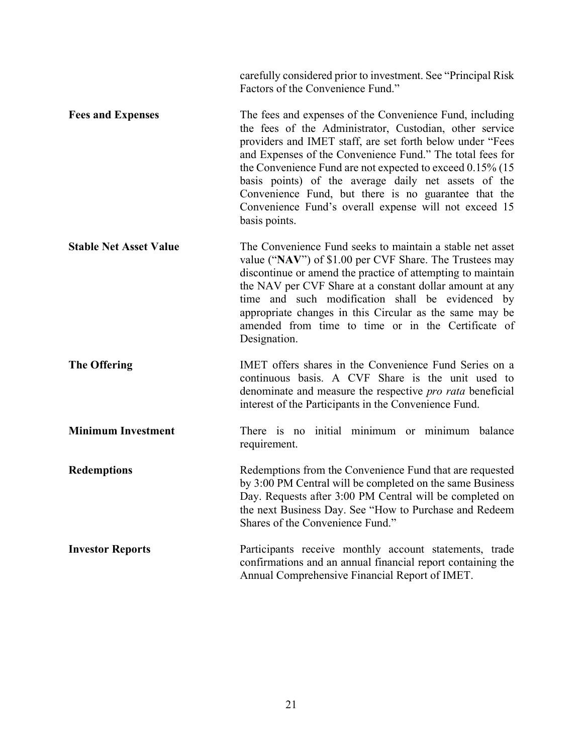carefully considered prior to investment. See "Principal Risk Factors of the Convenience Fund."

**Fees and Expenses**

The fees and expenses of the Convenience Fund, including the fees of the Administrator, Custodian, other service providers and IMET staff, are set forth below under "Fees and Expenses of the Convenience Fund." The total fees for the Convenience Fund are not expected to exceed 0.15% (15 basis points) of the average daily net assets of the Convenience Fund, but there is no guarantee that the Convenience Fund's overall expense will not exceed 15 basis points.

**Stable Net Asset Value**

The Convenience Fund seeks to maintain a stable net asset value ("**NAV**") of $1.00 per CVF Share. The Trustees may discontinue or amend the practice of attempting to maintain the NAV per CVF Share at a constant dollar amount at any time and such modification shall be evidenced by appropriate changes in this Circular as the same may be amended from time to time or in the Certificate of Designation.

**The Offering**

IMET offers shares in the Convenience Fund Series on a continuous basis. A CVF Share is the unit used to denominate and measure the respective *pro rata* beneficial interest of the Participants in the Convenience Fund.

**Minimum Investment**

There is no initial minimum or minimum balance requirement.

**Redemptions**

Redemptions from the Convenience Fund that are requested by 3:00 PM Central will be completed on the same Business Day. Requests after 3:00 PM Central will be completed on the next Business Day. See "How to Purchase and Redeem Shares of the Convenience Fund."

**Investor Reports**

Participants receive monthly account statements, trade confirmations and an annual financial report containing the Annual Comprehensive Financial Report of IMET.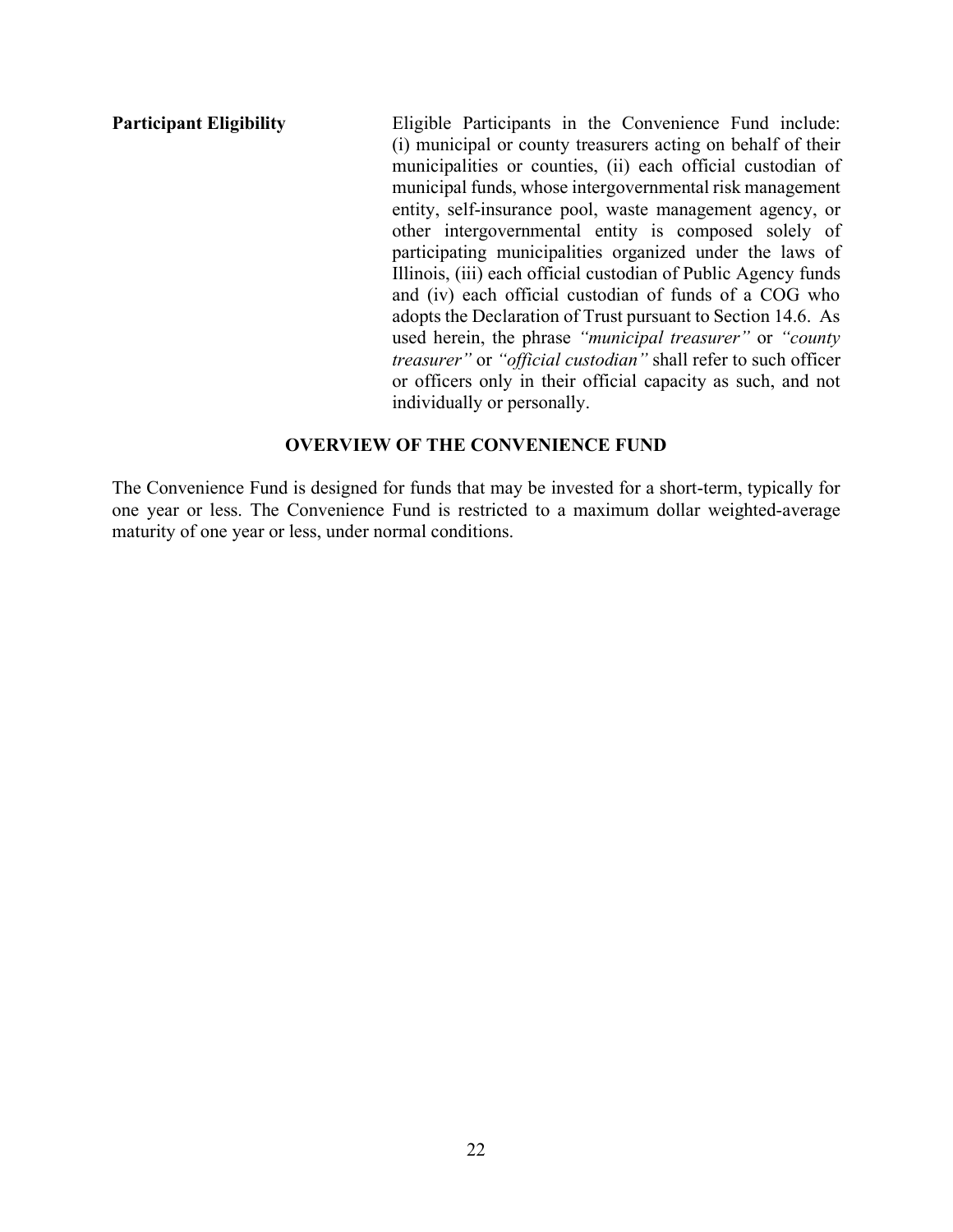**Participant Eligibility**

Eligible Participants in the Convenience Fund include: (i) municipal or county treasurers acting on behalf of their municipalities or counties, (ii) each official custodian of municipal funds, whose intergovernmental risk management entity, self-insurance pool, waste management agency, or other intergovernmental entity is composed solely of participating municipalities organized under the laws of Illinois, (iii) each official custodian of Public Agency funds and (iv) each official custodian of funds of a COG who adopts the Declaration of Trust pursuant to Section 14.6. As used herein, the phrase *"municipal treasurer"* or *"county treasurer"* or *"official custodian"* shall refer to such officer or officers only in their official capacity as such, and not individually or personally.

## OVERVIEW OF THE CONVENIENCE FUND

The Convenience Fund is designed for funds that may be invested for a short-term, typically for one year or less. The Convenience Fund is restricted to a maximum dollar weighted-average maturity of one year or less, under normal conditions.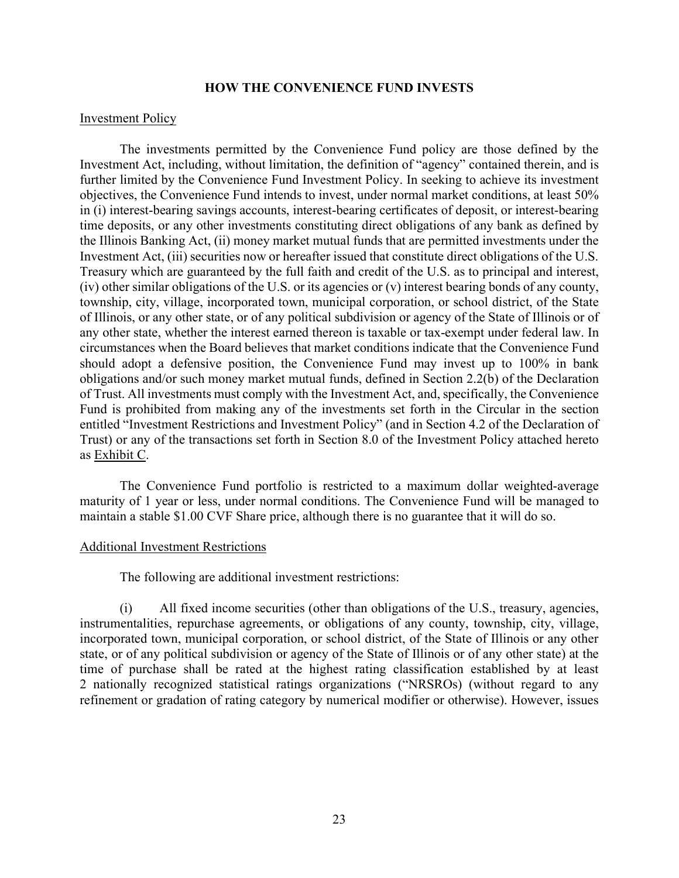## HOW THE CONVENIENCE FUND INVESTS

Investment Policy

The investments permitted by the Convenience Fund policy are those defined by the Investment Act, including, without limitation, the definition of "agency" contained therein, and is further limited by the Convenience Fund Investment Policy. In seeking to achieve its investment objectives, the Convenience Fund intends to invest, under normal market conditions, at least 50% in (i) interest-bearing savings accounts, interest-bearing certificates of deposit, or interest-bearing time deposits, or any other investments constituting direct obligations of any bank as defined by the Illinois Banking Act, (ii) money market mutual funds that are permitted investments under the Investment Act, (iii) securities now or hereafter issued that constitute direct obligations of the U.S. Treasury which are guaranteed by the full faith and credit of the U.S. as to principal and interest, (iv) other similar obligations of the U.S. or its agencies or (v) interest bearing bonds of any county, township, city, village, incorporated town, municipal corporation, or school district, of the State of Illinois, or any other state, or of any political subdivision or agency of the State of Illinois or of any other state, whether the interest earned thereon is taxable or tax-exempt under federal law. In circumstances when the Board believes that market conditions indicate that the Convenience Fund should adopt a defensive position, the Convenience Fund may invest up to 100% in bank obligations and/or such money market mutual funds, defined in Section 2.2(b) of the Declaration of Trust. All investments must comply with the Investment Act, and, specifically, the Convenience Fund is prohibited from making any of the investments set forth in the Circular in the section entitled "Investment Restrictions and Investment Policy" (and in Section 4.2 of the Declaration of Trust) or any of the transactions set forth in Section 8.0 of the Investment Policy attached hereto as Exhibit C.

The Convenience Fund portfolio is restricted to a maximum dollar weighted-average maturity of 1 year or less, under normal conditions. The Convenience Fund will be managed to maintain a stable $1.00 CVF Share price, although there is no guarantee that it will do so.

Additional Investment Restrictions

The following are additional investment restrictions:

(i) All fixed income securities (other than obligations of the U.S., treasury, agencies, instrumentalities, repurchase agreements, or obligations of any county, township, city, village, incorporated town, municipal corporation, or school district, of the State of Illinois or any other state, or of any political subdivision or agency of the State of Illinois or of any other state) at the time of purchase shall be rated at the highest rating classification established by at least 2 nationally recognized statistical ratings organizations ("NRSROs) (without regard to any refinement or gradation of rating category by numerical modifier or otherwise). However, issues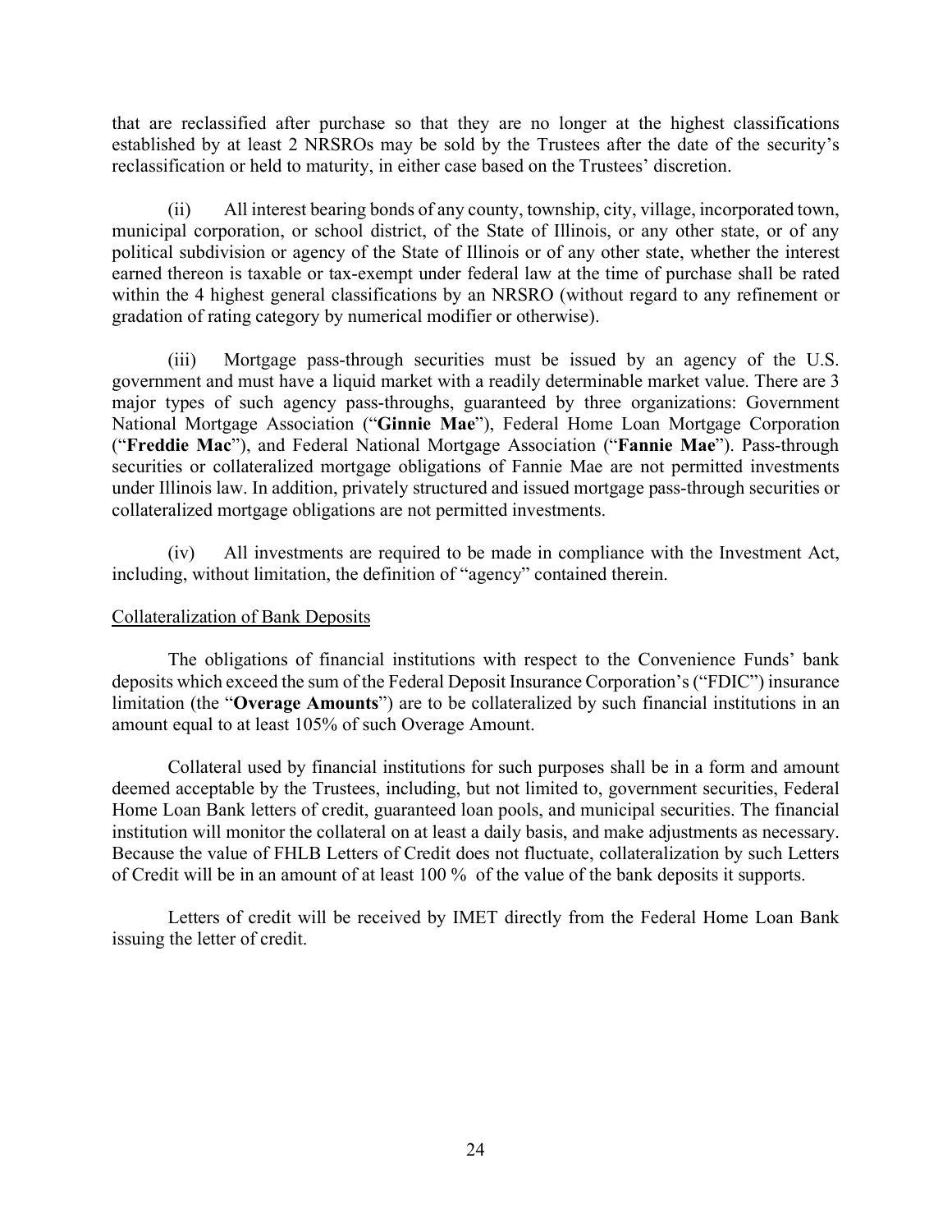that are reclassified after purchase so that they are no longer at the highest classifications established by at least 2 NRSROs may be sold by the Trustees after the date of the security's reclassification or held to maturity, in either case based on the Trustees' discretion.

(ii) All interest bearing bonds of any county, township, city, village, incorporated town, municipal corporation, or school district, of the State of Illinois, or any other state, or of any political subdivision or agency of the State of Illinois or of any other state, whether the interest earned thereon is taxable or tax-exempt under federal law at the time of purchase shall be rated within the 4 highest general classifications by an NRSRO (without regard to any refinement or gradation of rating category by numerical modifier or otherwise).

(iii) Mortgage pass-through securities must be issued by an agency of the U.S. government and must have a liquid market with a readily determinable market value. There are 3 major types of such agency pass-throughs, guaranteed by three organizations: Government National Mortgage Association ("**Ginnie Mae**"), Federal Home Loan Mortgage Corporation ("**Freddie Mac**"), and Federal National Mortgage Association ("**Fannie Mae**"). Pass-through securities or collateralized mortgage obligations of Fannie Mae are not permitted investments under Illinois law. In addition, privately structured and issued mortgage pass-through securities or collateralized mortgage obligations are not permitted investments.

(iv) All investments are required to be made in compliance with the Investment Act, including, without limitation, the definition of "agency" contained therein.

<u>Collateralization of Bank Deposits</u>

The obligations of financial institutions with respect to the Convenience Funds' bank deposits which exceed the sum of the Federal Deposit Insurance Corporation's ("FDIC") insurance limitation (the "**Overage Amounts**") are to be collateralized by such financial institutions in an amount equal to at least 105% of such Overage Amount.

Collateral used by financial institutions for such purposes shall be in a form and amount deemed acceptable by the Trustees, including, but not limited to, government securities, Federal Home Loan Bank letters of credit, guaranteed loan pools, and municipal securities. The financial institution will monitor the collateral on at least a daily basis, and make adjustments as necessary. Because the value of FHLB Letters of Credit does not fluctuate, collateralization by such Letters of Credit will be in an amount of at least 100 % of the value of the bank deposits it supports.

Letters of credit will be received by IMET directly from the Federal Home Loan Bank issuing the letter of credit.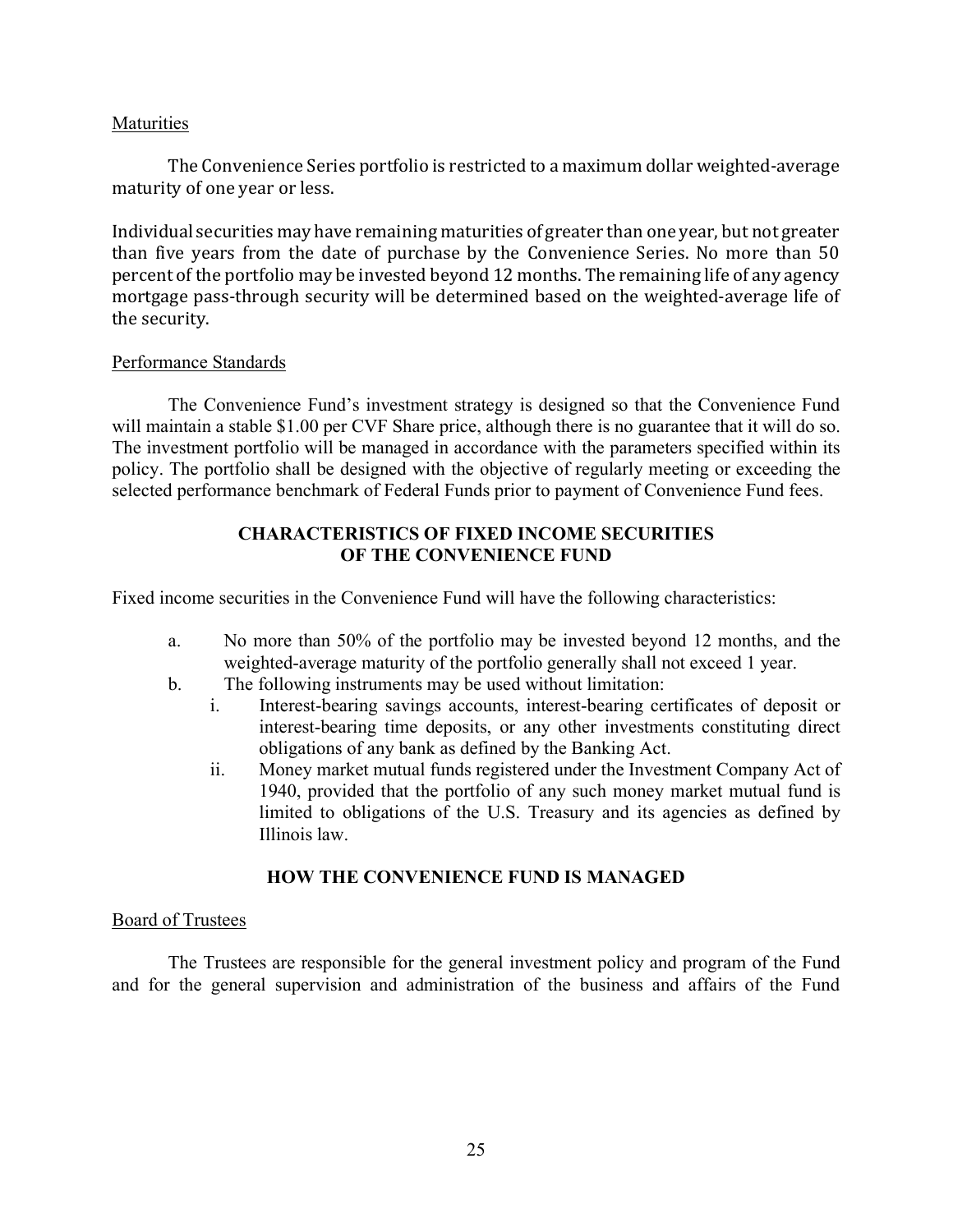Maturities

The Convenience Series portfolio is restricted to a maximum dollar weighted-average maturity of one year or less.

Individual securities may have remaining maturities of greater than one year, but not greater than five years from the date of purchase by the Convenience Series. No more than 50 percent of the portfolio may be invested beyond 12 months. The remaining life of any agency mortgage pass-through security will be determined based on the weighted-average life of the security.

Performance Standards

The Convenience Fund's investment strategy is designed so that the Convenience Fund will maintain a stable $1.00 per CVF Share price, although there is no guarantee that it will do so. The investment portfolio will be managed in accordance with the parameters specified within its policy. The portfolio shall be designed with the objective of regularly meeting or exceeding the selected performance benchmark of Federal Funds prior to payment of Convenience Fund fees.

## CHARACTERISTICS OF FIXED INCOME SECURITIES OF THE CONVENIENCE FUND

Fixed income securities in the Convenience Fund will have the following characteristics:

a. No more than 50% of the portfolio may be invested beyond 12 months, and the weighted-average maturity of the portfolio generally shall not exceed 1 year.
b. The following instruments may be used without limitation:
   i. Interest-bearing savings accounts, interest-bearing certificates of deposit or interest-bearing time deposits, or any other investments constituting direct obligations of any bank as defined by the Banking Act.
   ii. Money market mutual funds registered under the Investment Company Act of 1940, provided that the portfolio of any such money market mutual fund is limited to obligations of the U.S. Treasury and its agencies as defined by Illinois law.

## HOW THE CONVENIENCE FUND IS MANAGED

Board of Trustees

The Trustees are responsible for the general investment policy and program of the Fund and for the general supervision and administration of the business and affairs of the Fund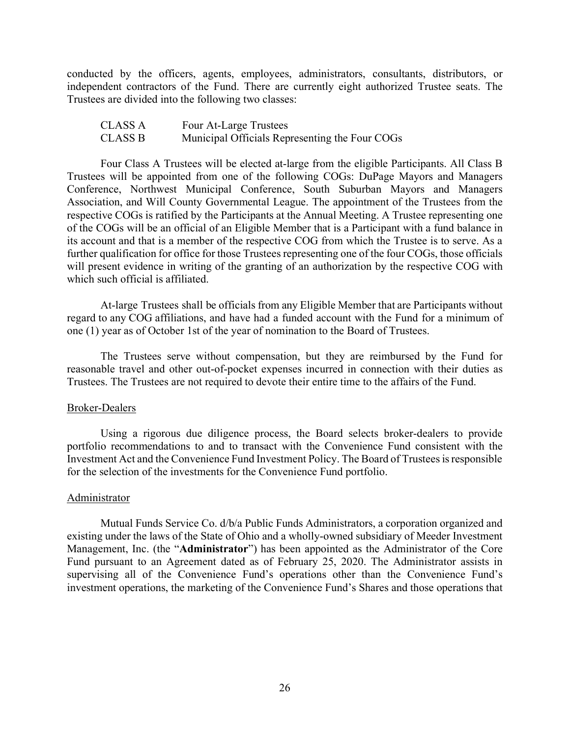conducted by the officers, agents, employees, administrators, consultants, distributors, or independent contractors of the Fund. There are currently eight authorized Trustee seats. The Trustees are divided into the following two classes:

| | |
|---|---|
| CLASS A | Four At-Large Trustees |
| CLASS B | Municipal Officials Representing the Four COGs |

Four Class A Trustees will be elected at-large from the eligible Participants. All Class B Trustees will be appointed from one of the following COGs: DuPage Mayors and Managers Conference, Northwest Municipal Conference, South Suburban Mayors and Managers Association, and Will County Governmental League. The appointment of the Trustees from the respective COGs is ratified by the Participants at the Annual Meeting. A Trustee representing one of the COGs will be an official of an Eligible Member that is a Participant with a fund balance in its account and that is a member of the respective COG from which the Trustee is to serve. As a further qualification for office for those Trustees representing one of the four COGs, those officials will present evidence in writing of the granting of an authorization by the respective COG with which such official is affiliated.

At-large Trustees shall be officials from any Eligible Member that are Participants without regard to any COG affiliations, and have had a funded account with the Fund for a minimum of one (1) year as of October 1st of the year of nomination to the Board of Trustees.

The Trustees serve without compensation, but they are reimbursed by the Fund for reasonable travel and other out-of-pocket expenses incurred in connection with their duties as Trustees. The Trustees are not required to devote their entire time to the affairs of the Fund.

Broker-Dealers

Using a rigorous due diligence process, the Board selects broker-dealers to provide portfolio recommendations to and to transact with the Convenience Fund consistent with the Investment Act and the Convenience Fund Investment Policy. The Board of Trustees is responsible for the selection of the investments for the Convenience Fund portfolio.

Administrator

Mutual Funds Service Co. d/b/a Public Funds Administrators, a corporation organized and existing under the laws of the State of Ohio and a wholly-owned subsidiary of Meeder Investment Management, Inc. (the "**Administrator**") has been appointed as the Administrator of the Core Fund pursuant to an Agreement dated as of February 25, 2020. The Administrator assists in supervising all of the Convenience Fund's operations other than the Convenience Fund's investment operations, the marketing of the Convenience Fund's Shares and those operations that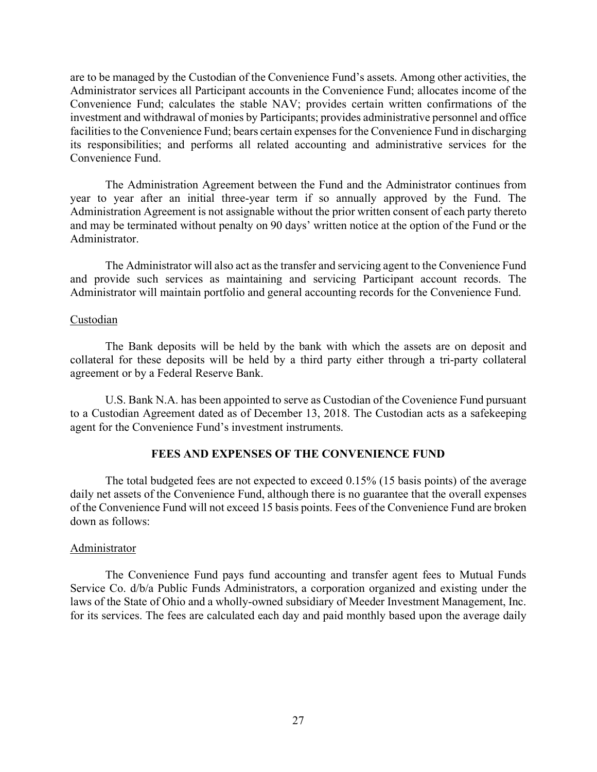are to be managed by the Custodian of the Convenience Fund's assets. Among other activities, the Administrator services all Participant accounts in the Convenience Fund; allocates income of the Convenience Fund; calculates the stable NAV; provides certain written confirmations of the investment and withdrawal of monies by Participants; provides administrative personnel and office facilities to the Convenience Fund; bears certain expenses for the Convenience Fund in discharging its responsibilities; and performs all related accounting and administrative services for the Convenience Fund.

The Administration Agreement between the Fund and the Administrator continues from year to year after an initial three-year term if so annually approved by the Fund. The Administration Agreement is not assignable without the prior written consent of each party thereto and may be terminated without penalty on 90 days' written notice at the option of the Fund or the Administrator.

The Administrator will also act as the transfer and servicing agent to the Convenience Fund and provide such services as maintaining and servicing Participant account records. The Administrator will maintain portfolio and general accounting records for the Convenience Fund.

Custodian

The Bank deposits will be held by the bank with which the assets are on deposit and collateral for these deposits will be held by a third party either through a tri-party collateral agreement or by a Federal Reserve Bank.

U.S. Bank N.A. has been appointed to serve as Custodian of the Covenience Fund pursuant to a Custodian Agreement dated as of December 13, 2018. The Custodian acts as a safekeeping agent for the Convenience Fund's investment instruments.

## FEES AND EXPENSES OF THE CONVENIENCE FUND

The total budgeted fees are not expected to exceed 0.15% (15 basis points) of the average daily net assets of the Convenience Fund, although there is no guarantee that the overall expenses of the Convenience Fund will not exceed 15 basis points. Fees of the Convenience Fund are broken down as follows:

Administrator

The Convenience Fund pays fund accounting and transfer agent fees to Mutual Funds Service Co. d/b/a Public Funds Administrators, a corporation organized and existing under the laws of the State of Ohio and a wholly-owned subsidiary of Meeder Investment Management, Inc. for its services. The fees are calculated each day and paid monthly based upon the average daily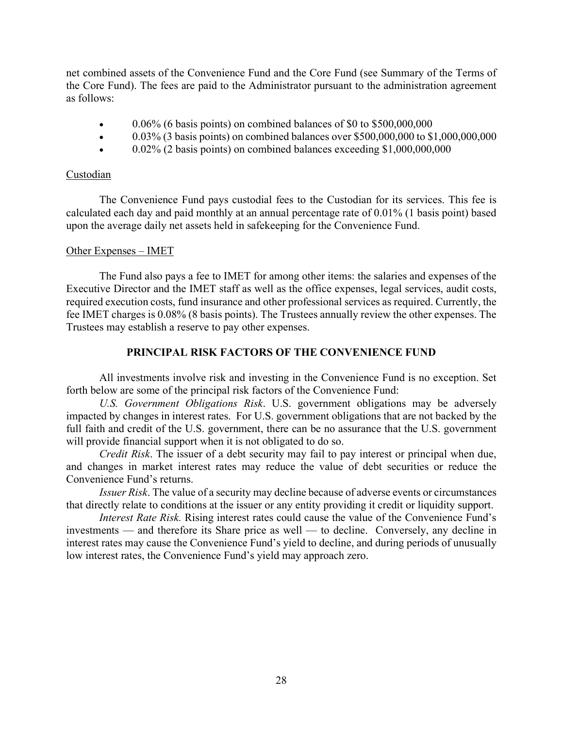net combined assets of the Convenience Fund and the Core Fund (see Summary of the Terms of the Core Fund). The fees are paid to the Administrator pursuant to the administration agreement as follows:

- 0.06% (6 basis points) on combined balances of $0 to $500,000,000
- 0.03% (3 basis points) on combined balances over $500,000,000 to $1,000,000,000
- 0.02% (2 basis points) on combined balances exceeding $1,000,000,000

Custodian

The Convenience Fund pays custodial fees to the Custodian for its services. This fee is calculated each day and paid monthly at an annual percentage rate of 0.01% (1 basis point) based upon the average daily net assets held in safekeeping for the Convenience Fund.

Other Expenses – IMET

The Fund also pays a fee to IMET for among other items: the salaries and expenses of the Executive Director and the IMET staff as well as the office expenses, legal services, audit costs, required execution costs, fund insurance and other professional services as required. Currently, the fee IMET charges is 0.08% (8 basis points). The Trustees annually review the other expenses. The Trustees may establish a reserve to pay other expenses.

## PRINCIPAL RISK FACTORS OF THE CONVENIENCE FUND

All investments involve risk and investing in the Convenience Fund is no exception. Set forth below are some of the principal risk factors of the Convenience Fund:

*U.S. Government Obligations Risk*. U.S. government obligations may be adversely impacted by changes in interest rates. For U.S. government obligations that are not backed by the full faith and credit of the U.S. government, there can be no assurance that the U.S. government will provide financial support when it is not obligated to do so.

*Credit Risk*. The issuer of a debt security may fail to pay interest or principal when due, and changes in market interest rates may reduce the value of debt securities or reduce the Convenience Fund's returns.

*Issuer Risk*. The value of a security may decline because of adverse events or circumstances that directly relate to conditions at the issuer or any entity providing it credit or liquidity support.

*Interest Rate Risk.* Rising interest rates could cause the value of the Convenience Fund's investments — and therefore its Share price as well — to decline. Conversely, any decline in interest rates may cause the Convenience Fund's yield to decline, and during periods of unusually low interest rates, the Convenience Fund's yield may approach zero.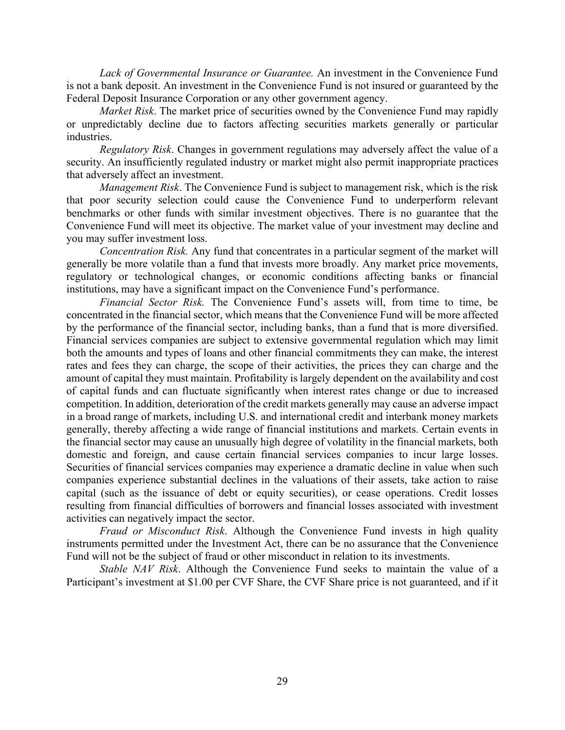*Lack of Governmental Insurance or Guarantee.* An investment in the Convenience Fund is not a bank deposit. An investment in the Convenience Fund is not insured or guaranteed by the Federal Deposit Insurance Corporation or any other government agency.

*Market Risk*. The market price of securities owned by the Convenience Fund may rapidly or unpredictably decline due to factors affecting securities markets generally or particular industries.

*Regulatory Risk*. Changes in government regulations may adversely affect the value of a security. An insufficiently regulated industry or market might also permit inappropriate practices that adversely affect an investment.

*Management Risk*. The Convenience Fund is subject to management risk, which is the risk that poor security selection could cause the Convenience Fund to underperform relevant benchmarks or other funds with similar investment objectives. There is no guarantee that the Convenience Fund will meet its objective. The market value of your investment may decline and you may suffer investment loss.

*Concentration Risk.* Any fund that concentrates in a particular segment of the market will generally be more volatile than a fund that invests more broadly. Any market price movements, regulatory or technological changes, or economic conditions affecting banks or financial institutions, may have a significant impact on the Convenience Fund's performance.

*Financial Sector Risk.* The Convenience Fund's assets will, from time to time, be concentrated in the financial sector, which means that the Convenience Fund will be more affected by the performance of the financial sector, including banks, than a fund that is more diversified. Financial services companies are subject to extensive governmental regulation which may limit both the amounts and types of loans and other financial commitments they can make, the interest rates and fees they can charge, the scope of their activities, the prices they can charge and the amount of capital they must maintain. Profitability is largely dependent on the availability and cost of capital funds and can fluctuate significantly when interest rates change or due to increased competition. In addition, deterioration of the credit markets generally may cause an adverse impact in a broad range of markets, including U.S. and international credit and interbank money markets generally, thereby affecting a wide range of financial institutions and markets. Certain events in the financial sector may cause an unusually high degree of volatility in the financial markets, both domestic and foreign, and cause certain financial services companies to incur large losses. Securities of financial services companies may experience a dramatic decline in value when such companies experience substantial declines in the valuations of their assets, take action to raise capital (such as the issuance of debt or equity securities), or cease operations. Credit losses resulting from financial difficulties of borrowers and financial losses associated with investment activities can negatively impact the sector.

*Fraud or Misconduct Risk*. Although the Convenience Fund invests in high quality instruments permitted under the Investment Act, there can be no assurance that the Convenience Fund will not be the subject of fraud or other misconduct in relation to its investments.

*Stable NAV Risk*. Although the Convenience Fund seeks to maintain the value of a Participant's investment at $1.00 per CVF Share, the CVF Share price is not guaranteed, and if it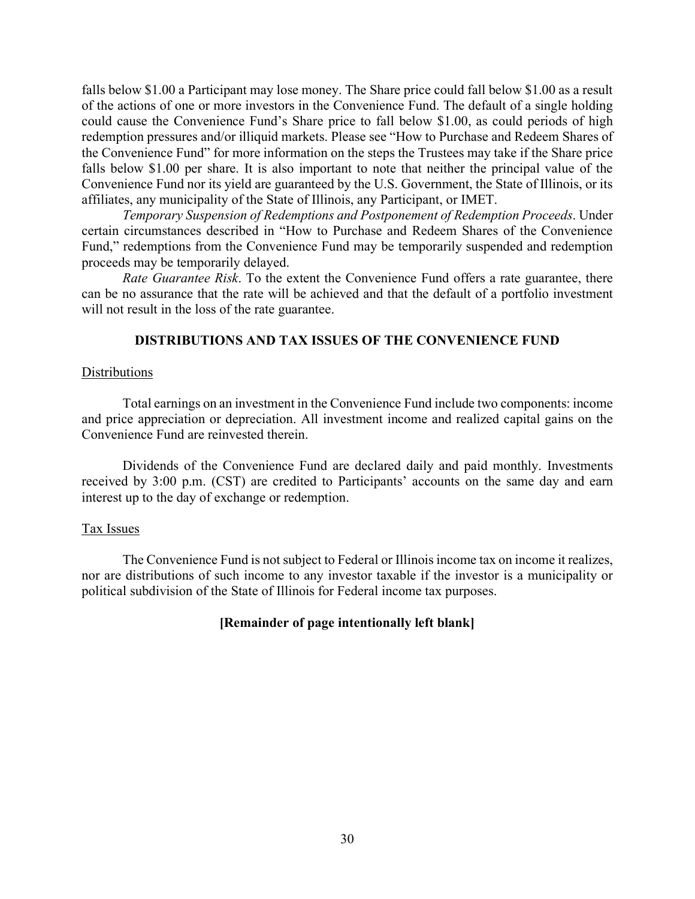falls below $1.00 a Participant may lose money. The Share price could fall below $1.00 as a result of the actions of one or more investors in the Convenience Fund. The default of a single holding could cause the Convenience Fund's Share price to fall below $1.00, as could periods of high redemption pressures and/or illiquid markets. Please see "How to Purchase and Redeem Shares of the Convenience Fund" for more information on the steps the Trustees may take if the Share price falls below $1.00 per share. It is also important to note that neither the principal value of the Convenience Fund nor its yield are guaranteed by the U.S. Government, the State of Illinois, or its affiliates, any municipality of the State of Illinois, any Participant, or IMET.

*Temporary Suspension of Redemptions and Postponement of Redemption Proceeds*. Under certain circumstances described in "How to Purchase and Redeem Shares of the Convenience Fund," redemptions from the Convenience Fund may be temporarily suspended and redemption proceeds may be temporarily delayed.

*Rate Guarantee Risk*. To the extent the Convenience Fund offers a rate guarantee, there can be no assurance that the rate will be achieved and that the default of a portfolio investment will not result in the loss of the rate guarantee.

## DISTRIBUTIONS AND TAX ISSUES OF THE CONVENIENCE FUND

### Distributions

Total earnings on an investment in the Convenience Fund include two components: income and price appreciation or depreciation. All investment income and realized capital gains on the Convenience Fund are reinvested therein.

Dividends of the Convenience Fund are declared daily and paid monthly. Investments received by 3:00 p.m. (CST) are credited to Participants' accounts on the same day and earn interest up to the day of exchange or redemption.

### Tax Issues

The Convenience Fund is not subject to Federal or Illinois income tax on income it realizes, nor are distributions of such income to any investor taxable if the investor is a municipality or political subdivision of the State of Illinois for Federal income tax purposes.

**[Remainder of page intentionally left blank]**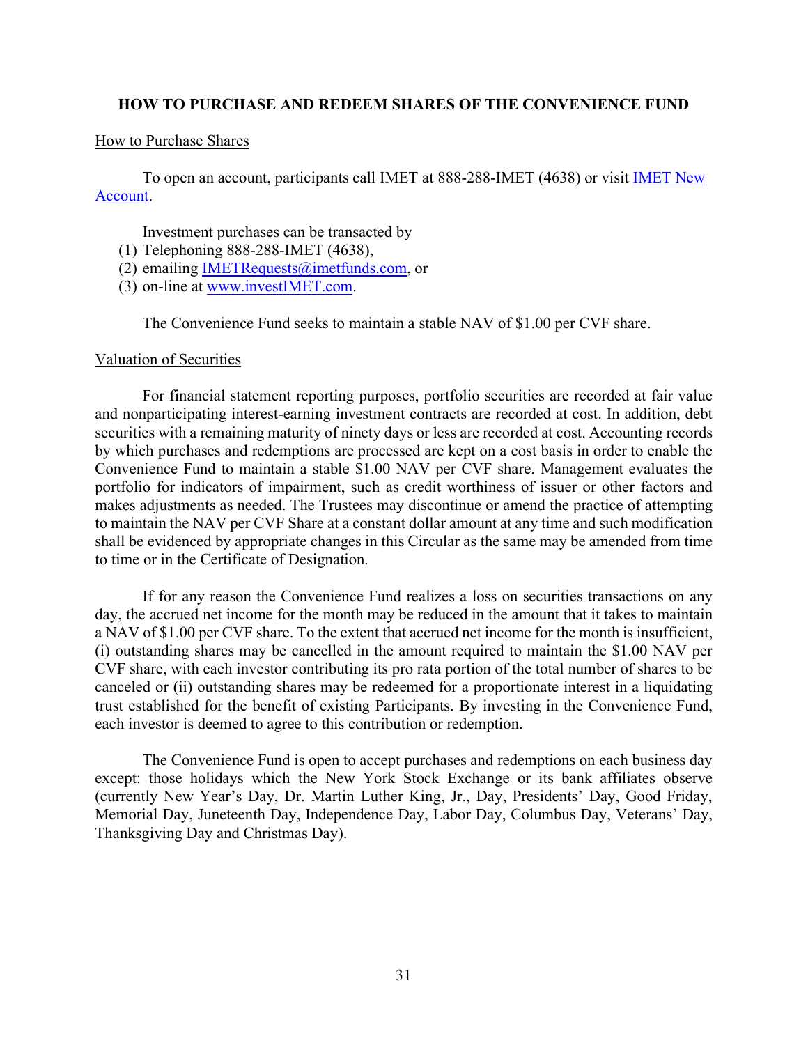## HOW TO PURCHASE AND REDEEM SHARES OF THE CONVENIENCE FUND

### How to Purchase Shares

To open an account, participants call IMET at 888-288-IMET (4638) or visit IMET New Account.

Investment purchases can be transacted by

1. Telephoning 888-288-IMET (4638),
2. emailing IMETRequests@imetfunds.com, or
3. on-line at www.investIMET.com.

The Convenience Fund seeks to maintain a stable NAV of $1.00 per CVF share.

### Valuation of Securities

For financial statement reporting purposes, portfolio securities are recorded at fair value and nonparticipating interest-earning investment contracts are recorded at cost. In addition, debt securities with a remaining maturity of ninety days or less are recorded at cost. Accounting records by which purchases and redemptions are processed are kept on a cost basis in order to enable the Convenience Fund to maintain a stable $1.00 NAV per CVF share. Management evaluates the portfolio for indicators of impairment, such as credit worthiness of issuer or other factors and makes adjustments as needed. The Trustees may discontinue or amend the practice of attempting to maintain the NAV per CVF Share at a constant dollar amount at any time and such modification shall be evidenced by appropriate changes in this Circular as the same may be amended from time to time or in the Certificate of Designation.

If for any reason the Convenience Fund realizes a loss on securities transactions on any day, the accrued net income for the month may be reduced in the amount that it takes to maintain a NAV of $1.00 per CVF share. To the extent that accrued net income for the month is insufficient, (i) outstanding shares may be cancelled in the amount required to maintain the $1.00 NAV per CVF share, with each investor contributing its pro rata portion of the total number of shares to be canceled or (ii) outstanding shares may be redeemed for a proportionate interest in a liquidating trust established for the benefit of existing Participants. By investing in the Convenience Fund, each investor is deemed to agree to this contribution or redemption.

The Convenience Fund is open to accept purchases and redemptions on each business day except: those holidays which the New York Stock Exchange or its bank affiliates observe (currently New Year's Day, Dr. Martin Luther King, Jr., Day, Presidents' Day, Good Friday, Memorial Day, Juneteenth Day, Independence Day, Labor Day, Columbus Day, Veterans' Day, Thanksgiving Day and Christmas Day).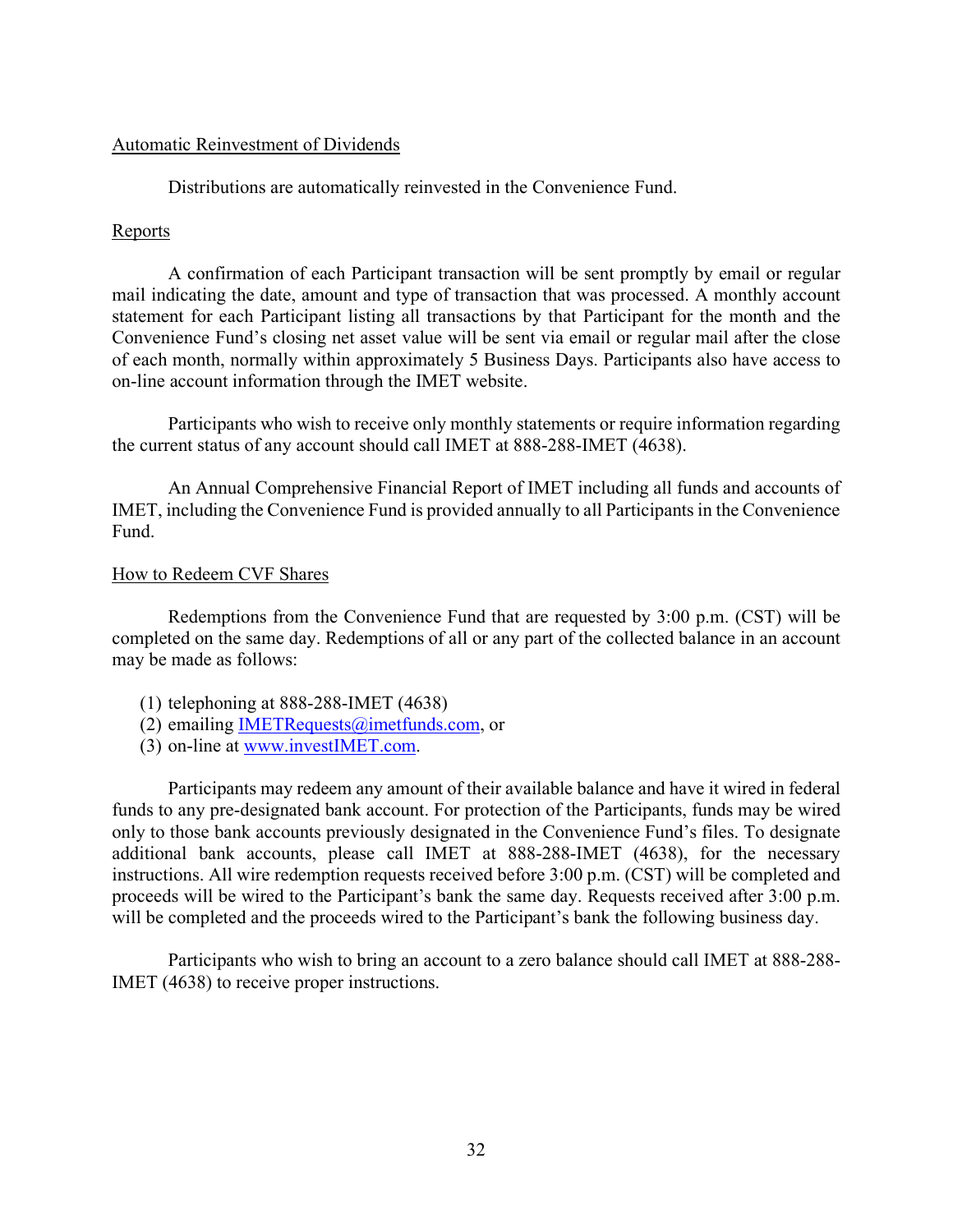### Automatic Reinvestment of Dividends

Distributions are automatically reinvested in the Convenience Fund.

### Reports

A confirmation of each Participant transaction will be sent promptly by email or regular mail indicating the date, amount and type of transaction that was processed. A monthly account statement for each Participant listing all transactions by that Participant for the month and the Convenience Fund's closing net asset value will be sent via email or regular mail after the close of each month, normally within approximately 5 Business Days. Participants also have access to on-line account information through the IMET website.

Participants who wish to receive only monthly statements or require information regarding the current status of any account should call IMET at 888-288-IMET (4638).

An Annual Comprehensive Financial Report of IMET including all funds and accounts of IMET, including the Convenience Fund is provided annually to all Participants in the Convenience Fund.

### How to Redeem CVF Shares

Redemptions from the Convenience Fund that are requested by 3:00 p.m. (CST) will be completed on the same day. Redemptions of all or any part of the collected balance in an account may be made as follows:

(1) telephoning at 888-288-IMET (4638)
(2) emailing IMETRequests@imetfunds.com, or
(3) on-line at www.investIMET.com.

Participants may redeem any amount of their available balance and have it wired in federal funds to any pre-designated bank account. For protection of the Participants, funds may be wired only to those bank accounts previously designated in the Convenience Fund's files. To designate additional bank accounts, please call IMET at 888-288-IMET (4638), for the necessary instructions. All wire redemption requests received before 3:00 p.m. (CST) will be completed and proceeds will be wired to the Participant's bank the same day. Requests received after 3:00 p.m. will be completed and the proceeds wired to the Participant's bank the following business day.

Participants who wish to bring an account to a zero balance should call IMET at 888-288-IMET (4638) to receive proper instructions.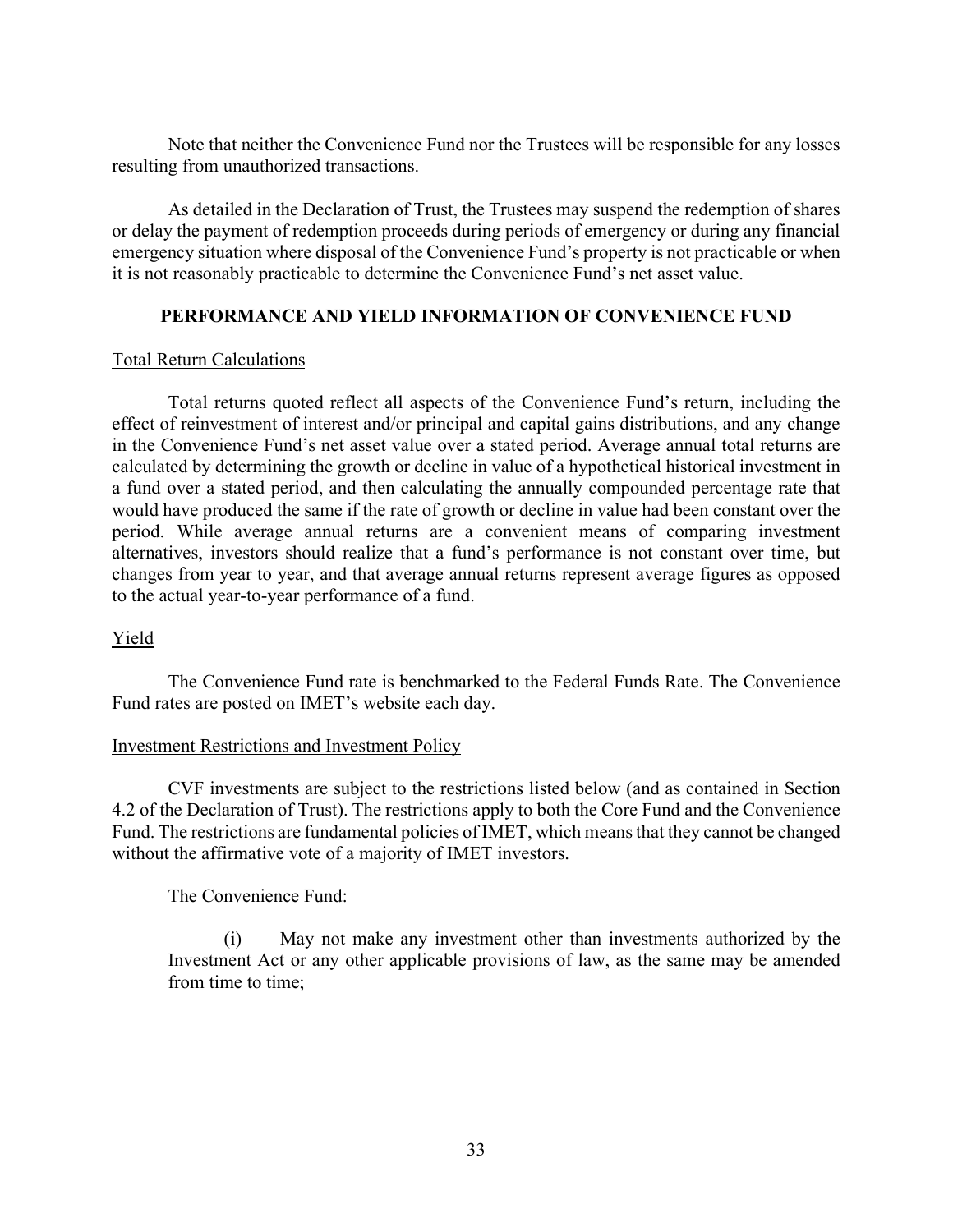Note that neither the Convenience Fund nor the Trustees will be responsible for any losses resulting from unauthorized transactions.

As detailed in the Declaration of Trust, the Trustees may suspend the redemption of shares or delay the payment of redemption proceeds during periods of emergency or during any financial emergency situation where disposal of the Convenience Fund's property is not practicable or when it is not reasonably practicable to determine the Convenience Fund's net asset value.

## PERFORMANCE AND YIELD INFORMATION OF CONVENIENCE FUND

Total Return Calculations

Total returns quoted reflect all aspects of the Convenience Fund's return, including the effect of reinvestment of interest and/or principal and capital gains distributions, and any change in the Convenience Fund's net asset value over a stated period. Average annual total returns are calculated by determining the growth or decline in value of a hypothetical historical investment in a fund over a stated period, and then calculating the annually compounded percentage rate that would have produced the same if the rate of growth or decline in value had been constant over the period. While average annual returns are a convenient means of comparing investment alternatives, investors should realize that a fund's performance is not constant over time, but changes from year to year, and that average annual returns represent average figures as opposed to the actual year-to-year performance of a fund.

Yield

The Convenience Fund rate is benchmarked to the Federal Funds Rate. The Convenience Fund rates are posted on IMET's website each day.

Investment Restrictions and Investment Policy

CVF investments are subject to the restrictions listed below (and as contained in Section 4.2 of the Declaration of Trust). The restrictions apply to both the Core Fund and the Convenience Fund. The restrictions are fundamental policies of IMET, which means that they cannot be changed without the affirmative vote of a majority of IMET investors.

The Convenience Fund:

(i) May not make any investment other than investments authorized by the Investment Act or any other applicable provisions of law, as the same may be amended from time to time;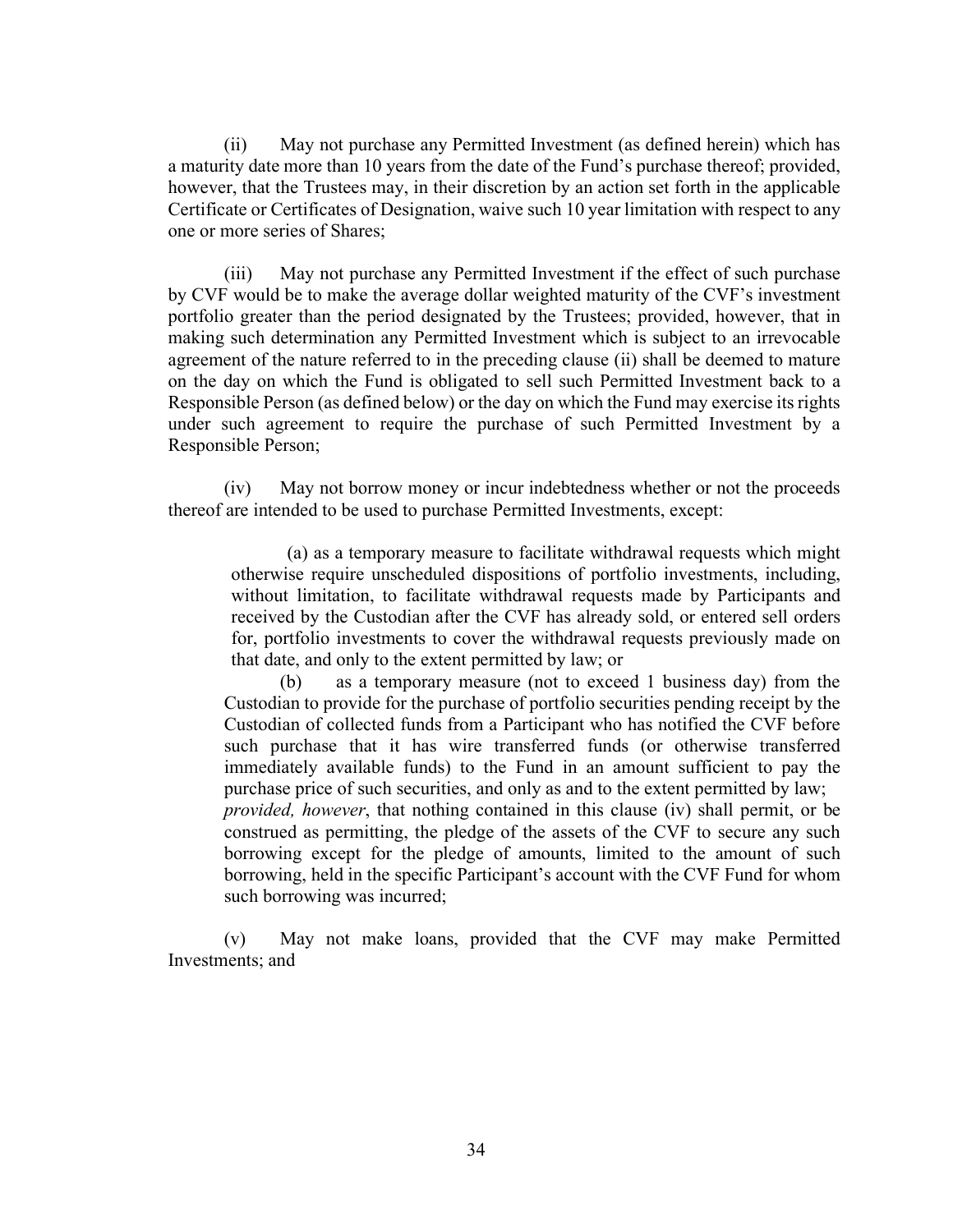(ii) May not purchase any Permitted Investment (as defined herein) which has a maturity date more than 10 years from the date of the Fund's purchase thereof; provided, however, that the Trustees may, in their discretion by an action set forth in the applicable Certificate or Certificates of Designation, waive such 10 year limitation with respect to any one or more series of Shares;

(iii) May not purchase any Permitted Investment if the effect of such purchase by CVF would be to make the average dollar weighted maturity of the CVF's investment portfolio greater than the period designated by the Trustees; provided, however, that in making such determination any Permitted Investment which is subject to an irrevocable agreement of the nature referred to in the preceding clause (ii) shall be deemed to mature on the day on which the Fund is obligated to sell such Permitted Investment back to a Responsible Person (as defined below) or the day on which the Fund may exercise its rights under such agreement to require the purchase of such Permitted Investment by a Responsible Person;

(iv) May not borrow money or incur indebtedness whether or not the proceeds thereof are intended to be used to purchase Permitted Investments, except:

> (a) as a temporary measure to facilitate withdrawal requests which might otherwise require unscheduled dispositions of portfolio investments, including, without limitation, to facilitate withdrawal requests made by Participants and received by the Custodian after the CVF has already sold, or entered sell orders for, portfolio investments to cover the withdrawal requests previously made on that date, and only to the extent permitted by law; or
>
> (b) as a temporary measure (not to exceed 1 business day) from the Custodian to provide for the purchase of portfolio securities pending receipt by the Custodian of collected funds from a Participant who has notified the CVF before such purchase that it has wire transferred funds (or otherwise transferred immediately available funds) to the Fund in an amount sufficient to pay the purchase price of such securities, and only as and to the extent permitted by law; *provided, however*, that nothing contained in this clause (iv) shall permit, or be construed as permitting, the pledge of the assets of the CVF to secure any such borrowing except for the pledge of amounts, limited to the amount of such borrowing, held in the specific Participant's account with the CVF Fund for whom such borrowing was incurred;

(v) May not make loans, provided that the CVF may make Permitted Investments; and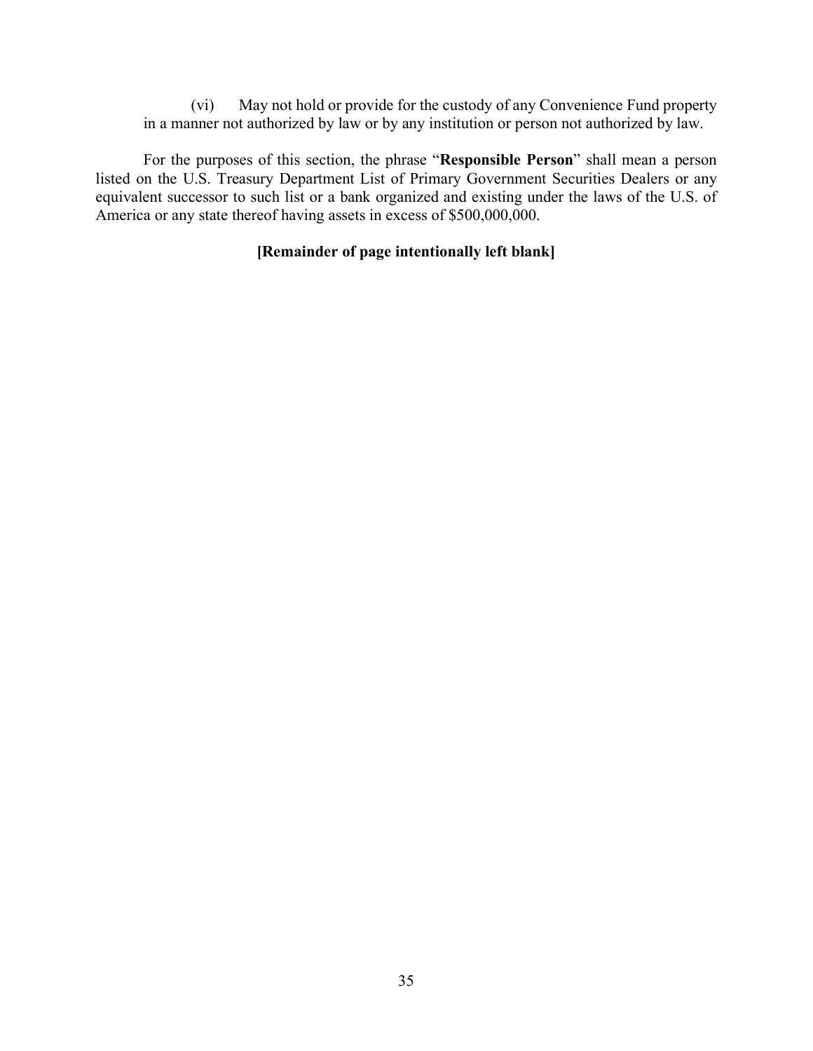(vi) May not hold or provide for the custody of any Convenience Fund property in a manner not authorized by law or by any institution or person not authorized by law.

For the purposes of this section, the phrase "**Responsible Person**" shall mean a person listed on the U.S. Treasury Department List of Primary Government Securities Dealers or any equivalent successor to such list or a bank organized and existing under the laws of the U.S. of America or any state thereof having assets in excess of $500,000,000.

**[Remainder of page intentionally left blank]**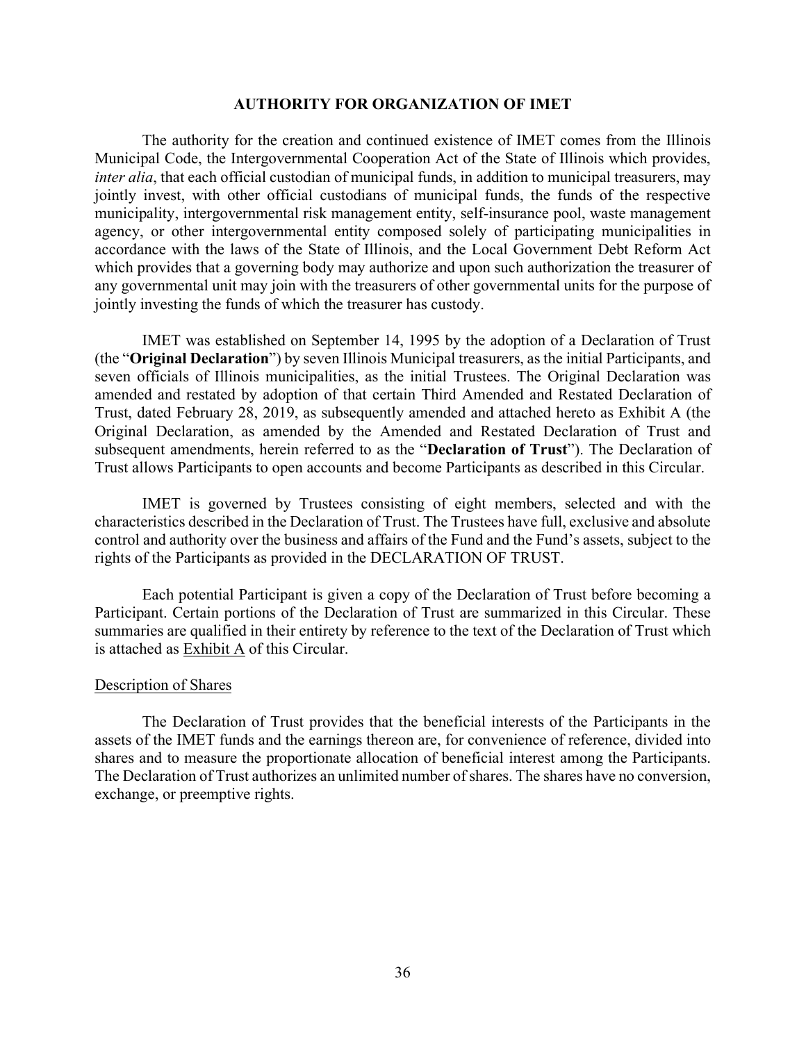## AUTHORITY FOR ORGANIZATION OF IMET

The authority for the creation and continued existence of IMET comes from the Illinois Municipal Code, the Intergovernmental Cooperation Act of the State of Illinois which provides, *inter alia*, that each official custodian of municipal funds, in addition to municipal treasurers, may jointly invest, with other official custodians of municipal funds, the funds of the respective municipality, intergovernmental risk management entity, self-insurance pool, waste management agency, or other intergovernmental entity composed solely of participating municipalities in accordance with the laws of the State of Illinois, and the Local Government Debt Reform Act which provides that a governing body may authorize and upon such authorization the treasurer of any governmental unit may join with the treasurers of other governmental units for the purpose of jointly investing the funds of which the treasurer has custody.

IMET was established on September 14, 1995 by the adoption of a Declaration of Trust (the "**Original Declaration**") by seven Illinois Municipal treasurers, as the initial Participants, and seven officials of Illinois municipalities, as the initial Trustees. The Original Declaration was amended and restated by adoption of that certain Third Amended and Restated Declaration of Trust, dated February 28, 2019, as subsequently amended and attached hereto as Exhibit A (the Original Declaration, as amended by the Amended and Restated Declaration of Trust and subsequent amendments, herein referred to as the "**Declaration of Trust**"). The Declaration of Trust allows Participants to open accounts and become Participants as described in this Circular.

IMET is governed by Trustees consisting of eight members, selected and with the characteristics described in the Declaration of Trust. The Trustees have full, exclusive and absolute control and authority over the business and affairs of the Fund and the Fund's assets, subject to the rights of the Participants as provided in the DECLARATION OF TRUST.

Each potential Participant is given a copy of the Declaration of Trust before becoming a Participant. Certain portions of the Declaration of Trust are summarized in this Circular. These summaries are qualified in their entirety by reference to the text of the Declaration of Trust which is attached as Exhibit A of this Circular.

### Description of Shares

The Declaration of Trust provides that the beneficial interests of the Participants in the assets of the IMET funds and the earnings thereon are, for convenience of reference, divided into shares and to measure the proportionate allocation of beneficial interest among the Participants. The Declaration of Trust authorizes an unlimited number of shares. The shares have no conversion, exchange, or preemptive rights.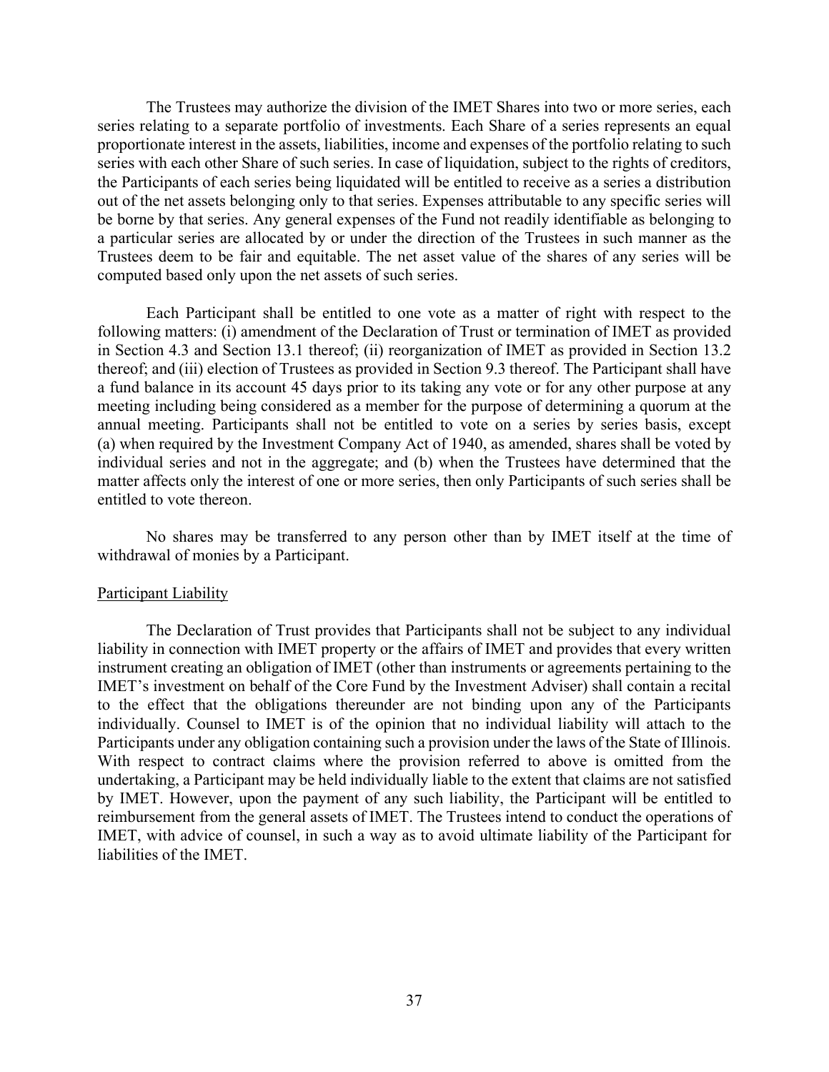The Trustees may authorize the division of the IMET Shares into two or more series, each series relating to a separate portfolio of investments. Each Share of a series represents an equal proportionate interest in the assets, liabilities, income and expenses of the portfolio relating to such series with each other Share of such series. In case of liquidation, subject to the rights of creditors, the Participants of each series being liquidated will be entitled to receive as a series a distribution out of the net assets belonging only to that series. Expenses attributable to any specific series will be borne by that series. Any general expenses of the Fund not readily identifiable as belonging to a particular series are allocated by or under the direction of the Trustees in such manner as the Trustees deem to be fair and equitable. The net asset value of the shares of any series will be computed based only upon the net assets of such series.

Each Participant shall be entitled to one vote as a matter of right with respect to the following matters: (i) amendment of the Declaration of Trust or termination of IMET as provided in Section 4.3 and Section 13.1 thereof; (ii) reorganization of IMET as provided in Section 13.2 thereof; and (iii) election of Trustees as provided in Section 9.3 thereof. The Participant shall have a fund balance in its account 45 days prior to its taking any vote or for any other purpose at any meeting including being considered as a member for the purpose of determining a quorum at the annual meeting. Participants shall not be entitled to vote on a series by series basis, except (a) when required by the Investment Company Act of 1940, as amended, shares shall be voted by individual series and not in the aggregate; and (b) when the Trustees have determined that the matter affects only the interest of one or more series, then only Participants of such series shall be entitled to vote thereon.

No shares may be transferred to any person other than by IMET itself at the time of withdrawal of monies by a Participant.

## Participant Liability

The Declaration of Trust provides that Participants shall not be subject to any individual liability in connection with IMET property or the affairs of IMET and provides that every written instrument creating an obligation of IMET (other than instruments or agreements pertaining to the IMET's investment on behalf of the Core Fund by the Investment Adviser) shall contain a recital to the effect that the obligations thereunder are not binding upon any of the Participants individually. Counsel to IMET is of the opinion that no individual liability will attach to the Participants under any obligation containing such a provision under the laws of the State of Illinois. With respect to contract claims where the provision referred to above is omitted from the undertaking, a Participant may be held individually liable to the extent that claims are not satisfied by IMET. However, upon the payment of any such liability, the Participant will be entitled to reimbursement from the general assets of IMET. The Trustees intend to conduct the operations of IMET, with advice of counsel, in such a way as to avoid ultimate liability of the Participant for liabilities of the IMET.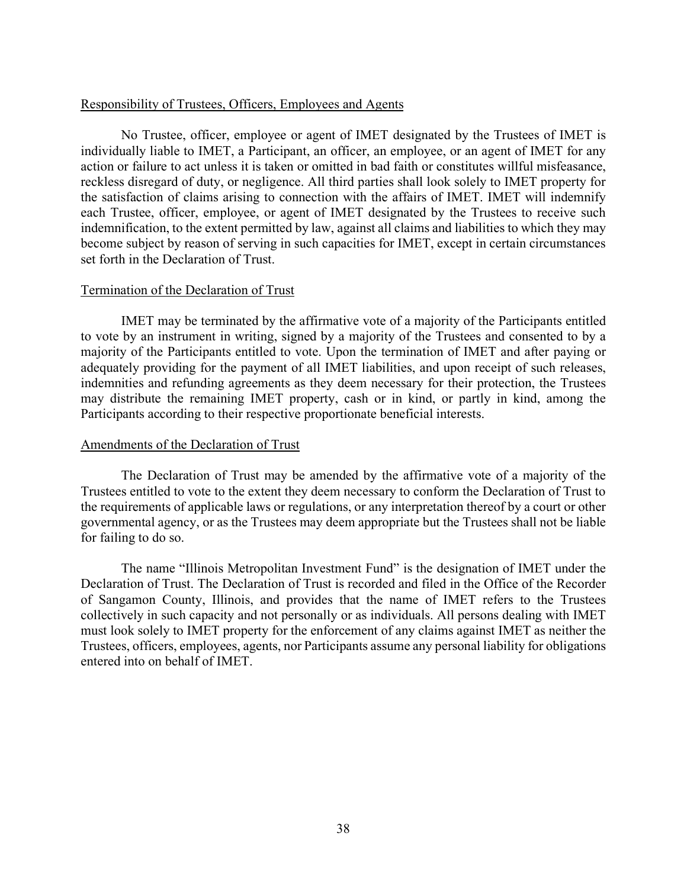## Responsibility of Trustees, Officers, Employees and Agents

No Trustee, officer, employee or agent of IMET designated by the Trustees of IMET is individually liable to IMET, a Participant, an officer, an employee, or an agent of IMET for any action or failure to act unless it is taken or omitted in bad faith or constitutes willful misfeasance, reckless disregard of duty, or negligence. All third parties shall look solely to IMET property for the satisfaction of claims arising to connection with the affairs of IMET. IMET will indemnify each Trustee, officer, employee, or agent of IMET designated by the Trustees to receive such indemnification, to the extent permitted by law, against all claims and liabilities to which they may become subject by reason of serving in such capacities for IMET, except in certain circumstances set forth in the Declaration of Trust.

## Termination of the Declaration of Trust

IMET may be terminated by the affirmative vote of a majority of the Participants entitled to vote by an instrument in writing, signed by a majority of the Trustees and consented to by a majority of the Participants entitled to vote. Upon the termination of IMET and after paying or adequately providing for the payment of all IMET liabilities, and upon receipt of such releases, indemnities and refunding agreements as they deem necessary for their protection, the Trustees may distribute the remaining IMET property, cash or in kind, or partly in kind, among the Participants according to their respective proportionate beneficial interests.

## Amendments of the Declaration of Trust

The Declaration of Trust may be amended by the affirmative vote of a majority of the Trustees entitled to vote to the extent they deem necessary to conform the Declaration of Trust to the requirements of applicable laws or regulations, or any interpretation thereof by a court or other governmental agency, or as the Trustees may deem appropriate but the Trustees shall not be liable for failing to do so.

The name "Illinois Metropolitan Investment Fund" is the designation of IMET under the Declaration of Trust. The Declaration of Trust is recorded and filed in the Office of the Recorder of Sangamon County, Illinois, and provides that the name of IMET refers to the Trustees collectively in such capacity and not personally or as individuals. All persons dealing with IMET must look solely to IMET property for the enforcement of any claims against IMET as neither the Trustees, officers, employees, agents, nor Participants assume any personal liability for obligations entered into on behalf of IMET.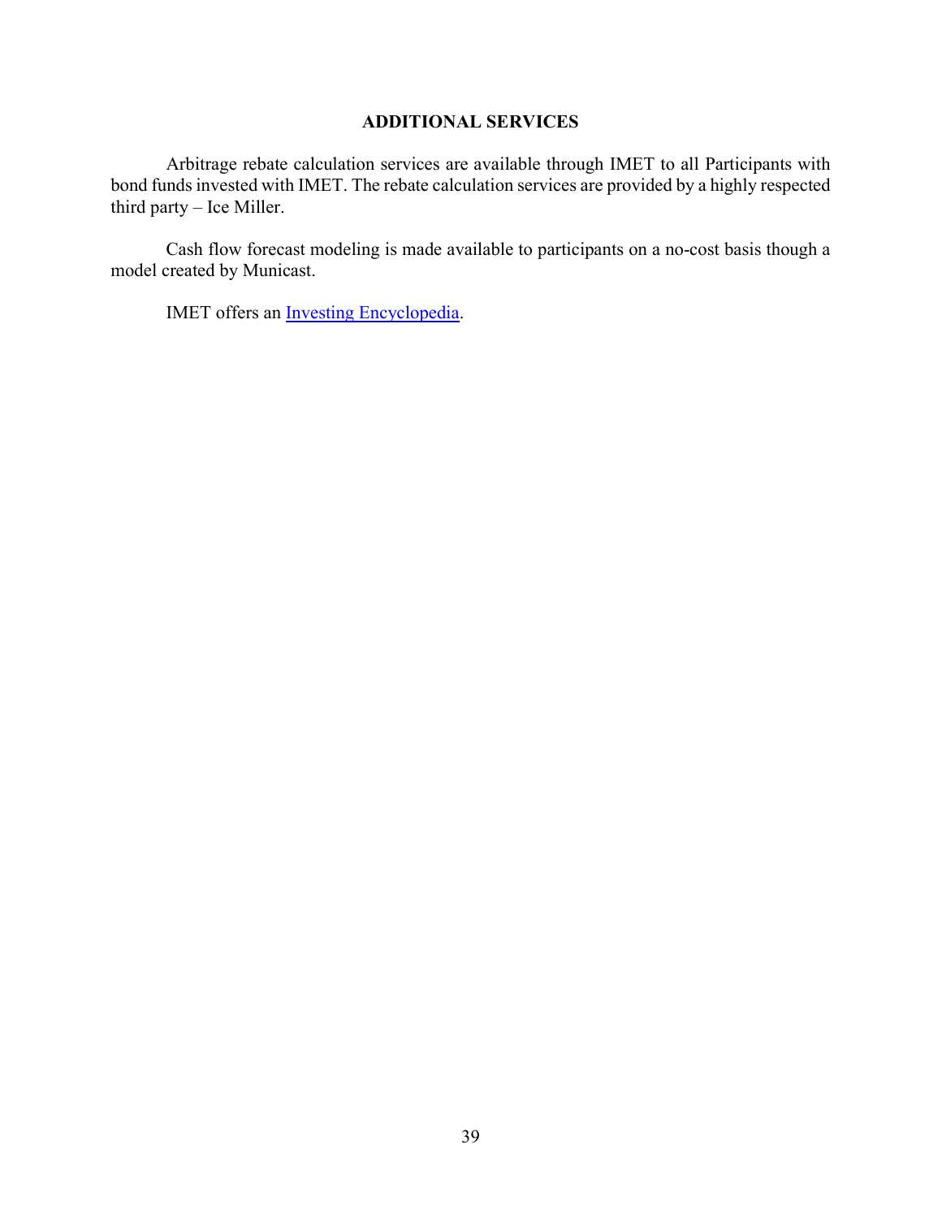## ADDITIONAL SERVICES

Arbitrage rebate calculation services are available through IMET to all Participants with bond funds invested with IMET. The rebate calculation services are provided by a highly respected third party – Ice Miller.

Cash flow forecast modeling is made available to participants on a no-cost basis though a model created by Municast.

IMET offers an Investing Encyclopedia.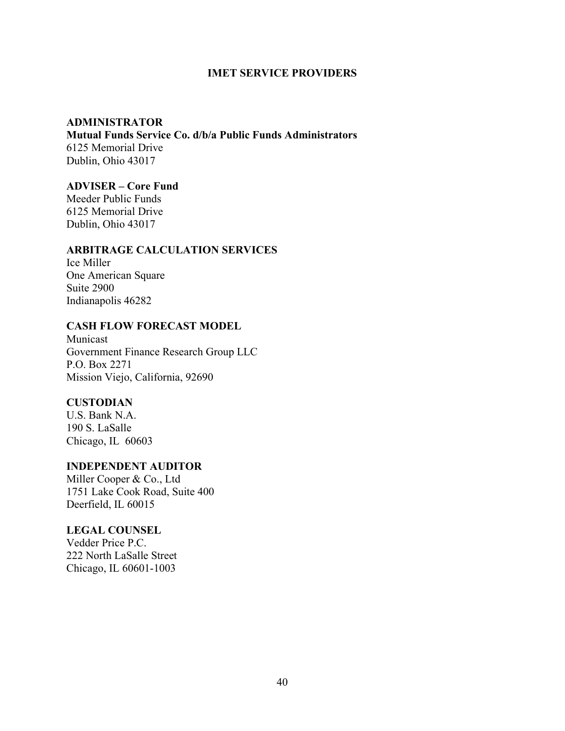# IMET SERVICE PROVIDERS

**ADMINISTRATOR**
**Mutual Funds Service Co. d/b/a Public Funds Administrators**
6125 Memorial Drive
Dublin, Ohio 43017

**ADVISER – Core Fund**
Meeder Public Funds
6125 Memorial Drive
Dublin, Ohio 43017

**ARBITRAGE CALCULATION SERVICES**
Ice Miller
One American Square
Suite 2900
Indianapolis 46282

**CASH FLOW FORECAST MODEL**
Municast
Government Finance Research Group LLC
P.O. Box 2271
Mission Viejo, California, 92690

**CUSTODIAN**
U.S. Bank N.A.
190 S. LaSalle
Chicago, IL 60603

**INDEPENDENT AUDITOR**
Miller Cooper & Co., Ltd
1751 Lake Cook Road, Suite 400
Deerfield, IL 60015

**LEGAL COUNSEL**
Vedder Price P.C.
222 North LaSalle Street
Chicago, IL 60601-1003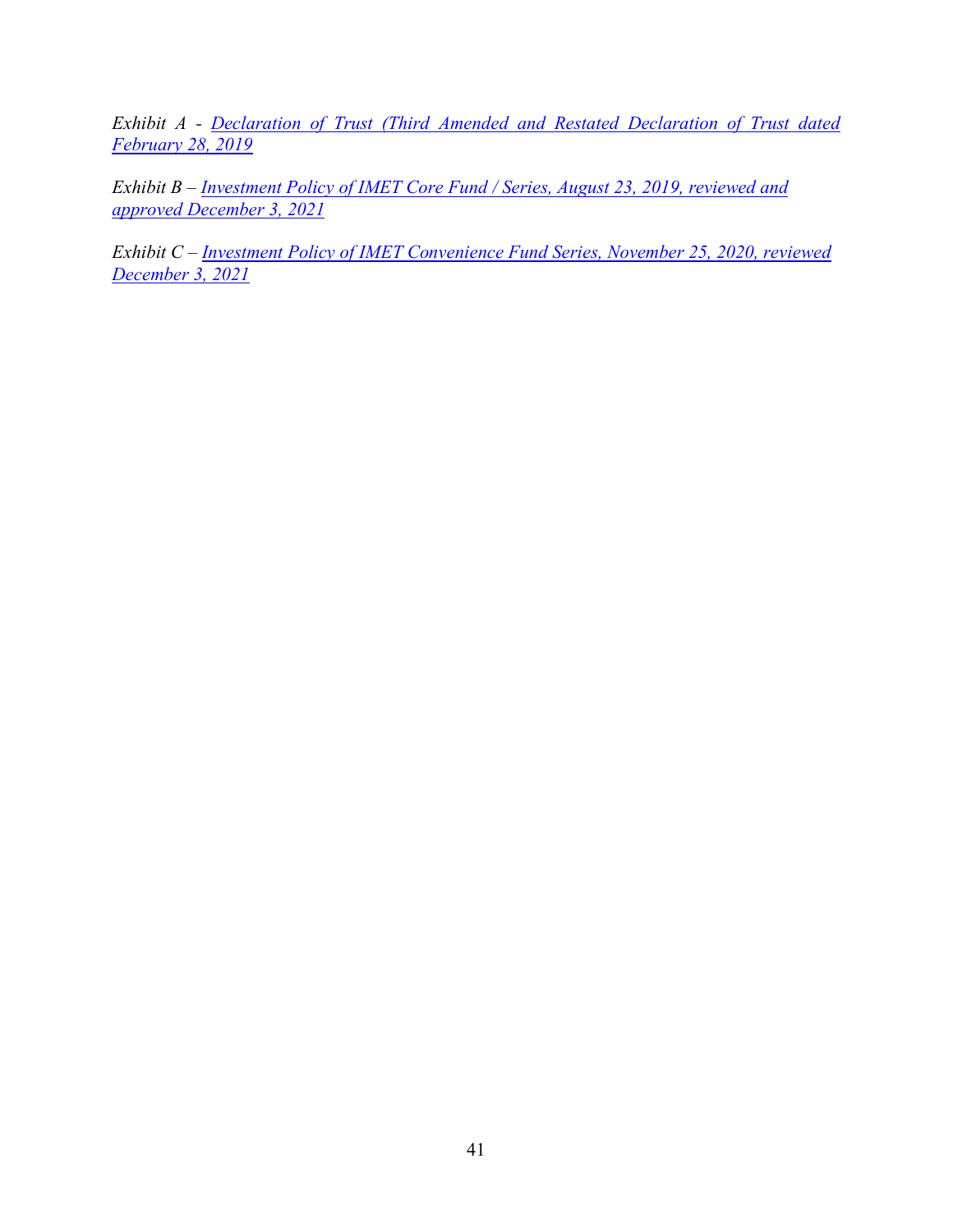*Exhibit A - Declaration of Trust (Third Amended and Restated Declaration of Trust dated February 28, 2019*

*Exhibit B – Investment Policy of IMET Core Fund / Series, August 23, 2019, reviewed and approved December 3, 2021*

*Exhibit C – Investment Policy of IMET Convenience Fund Series, November 25, 2020, reviewed December 3, 2021*